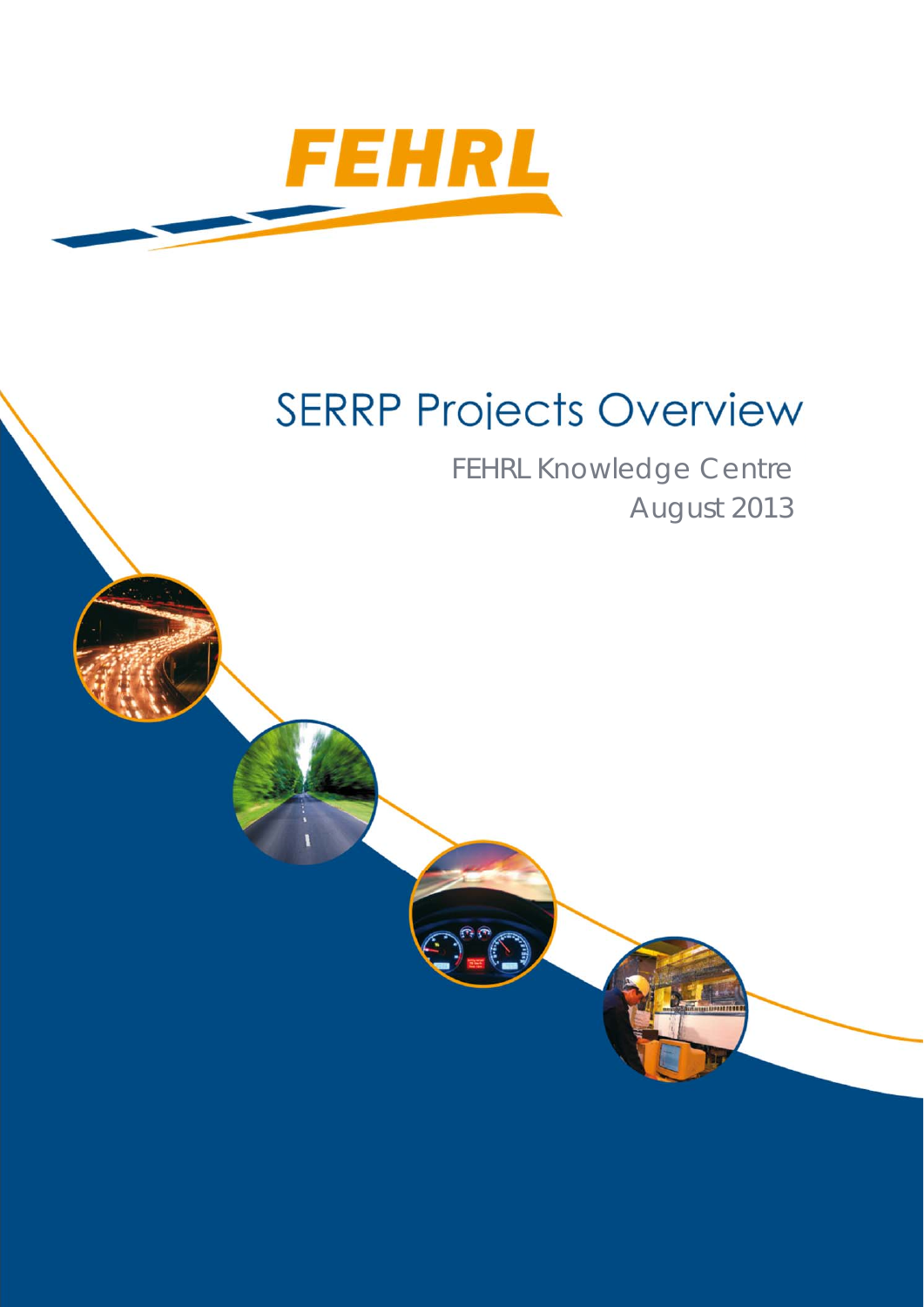FEHRL

# SERRP Projects Overview

FEHRL Knowledge Centre
August 2013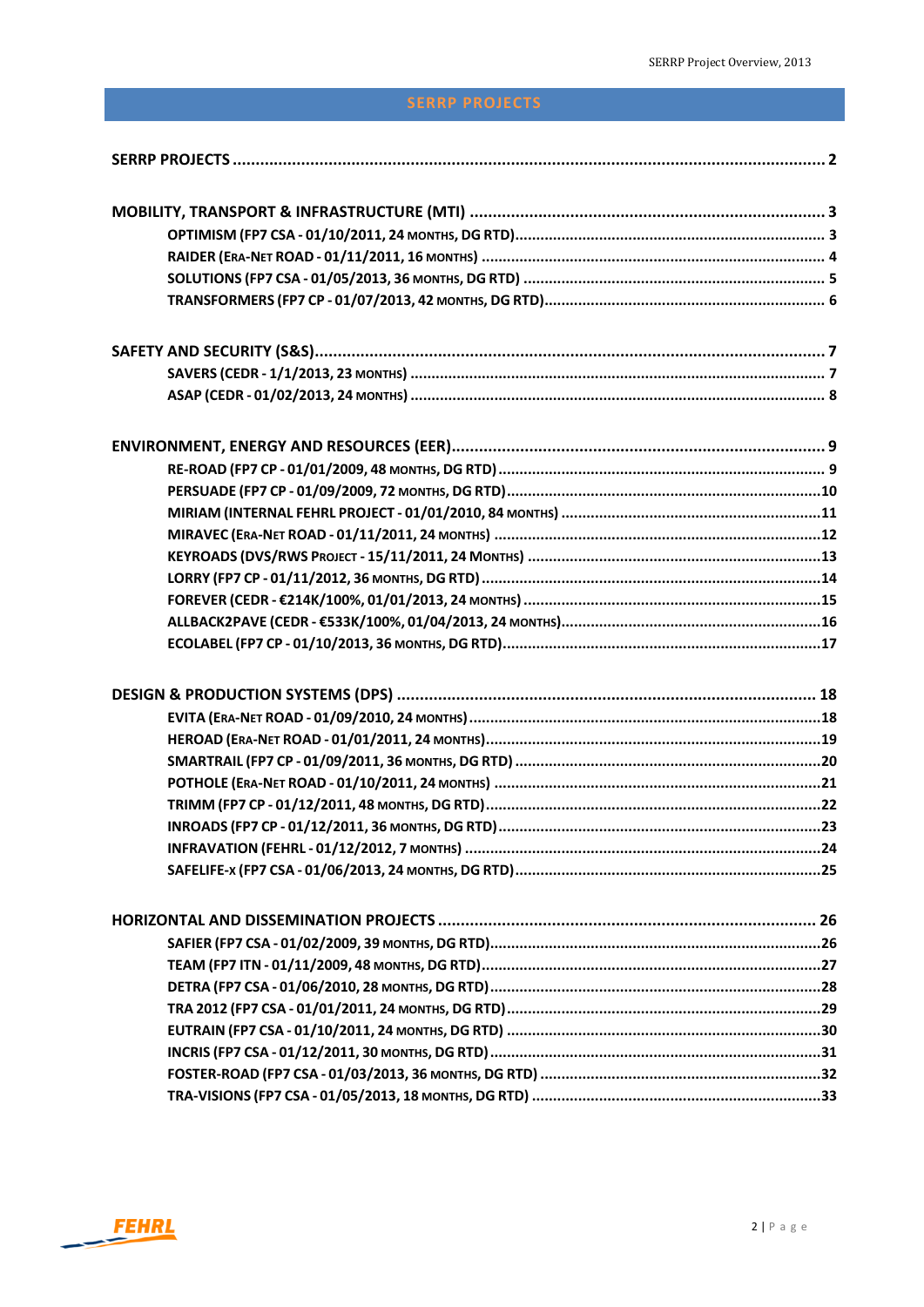# SERRP PROJECTS

SERRP PROJECTS ........................................................................................................................ 2

MOBILITY, TRANSPORT & INFRASTRUCTURE (MTI) ..................................................................... 3
- OPTIMISM (FP7 CSA - 01/10/2011, 24 MONTHS, DG RTD)......................................................................... 3
- RAIDER (ERA-NET ROAD - 01/11/2011, 16 MONTHS) ................................................................................. 4
- SOLUTIONS (FP7 CSA - 01/05/2013, 36 MONTHS, DG RTD) ...................................................................... 5
- TRANSFORMERS (FP7 CP - 01/07/2013, 42 MONTHS, DG RTD)................................................................. 6

SAFETY AND SECURITY (S&S)....................................................................................................... 7
- SAVERS (CEDR - 1/1/2013, 23 MONTHS) ................................................................................................... 7
- ASAP (CEDR - 01/02/2013, 24 MONTHS) ................................................................................................... 8

ENVIRONMENT, ENERGY AND RESOURCES (EER)......................................................................... 9
- RE-ROAD (FP7 CP - 01/01/2009, 48 MONTHS, DG RTD)............................................................................. 9
- PERSUADE (FP7 CP - 01/09/2009, 72 MONTHS, DG RTD)..........................................................................10
- MIRIAM (INTERNAL FEHRL PROJECT - 01/01/2010, 84 MONTHS) ............................................................11
- MIRAVEC (ERA-NET ROAD - 01/11/2011, 24 MONTHS) .............................................................................12
- KEYROADS (DVS/RWS PROJECT - 15/11/2011, 24 MONTHS) ....................................................................13
- LORRY (FP7 CP - 01/11/2012, 36 MONTHS, DG RTD)................................................................................14
- FOREVER (CEDR - €214K/100%, 01/01/2013, 24 MONTHS) ......................................................................15
- ALLBACK2PAVE (CEDR - €533K/100%, 01/04/2013, 24 MONTHS).............................................................16
- ECOLABEL (FP7 CP - 01/10/2013, 36 MONTHS, DG RTD)...........................................................................17

DESIGN & PRODUCTION SYSTEMS (DPS) ..................................................................................... 18
- EVITA (ERA-NET ROAD - 01/09/2010, 24 MONTHS)...................................................................................18
- HEROAD (ERA-NET ROAD - 01/01/2011, 24 MONTHS)...............................................................................19
- SMARTRAIL (FP7 CP - 01/09/2011, 36 MONTHS, DG RTD) ........................................................................20
- POTHOLE (ERA-NET ROAD - 01/10/2011, 24 MONTHS) .............................................................................21
- TRIMM (FP7 CP - 01/12/2011, 48 MONTHS, DG RTD)................................................................................22
- INROADS (FP7 CP - 01/12/2011, 36 MONTHS, DG RTD).............................................................................23
- INFRAVATION (FEHRL - 01/12/2012, 7 MONTHS) ....................................................................................24
- SAFELIFE-X (FP7 CSA - 01/06/2013, 24 MONTHS, DG RTD)........................................................................25

HORIZONTAL AND DISSEMINATION PROJECTS ............................................................................ 26
- SAFIER (FP7 CSA - 01/02/2009, 39 MONTHS, DG RTD)..............................................................................26
- TEAM (FP7 ITN - 01/11/2009, 48 MONTHS, DG RTD)................................................................................27
- DETRA (FP7 CSA - 01/06/2010, 28 MONTHS, DG RTD)..............................................................................28
- TRA 2012 (FP7 CSA - 01/01/2011, 24 MONTHS, DG RTD)..........................................................................29
- EUTRAIN (FP7 CSA - 01/10/2011, 24 MONTHS, DG RTD) ..........................................................................30
- INCRIS (FP7 CSA - 01/12/2011, 30 MONTHS, DG RTD)..............................................................................31
- FOSTER-ROAD (FP7 CSA - 01/03/2013, 36 MONTHS, DG RTD) ..................................................................32
- TRA-VISIONS (FP7 CSA - 01/05/2013, 18 MONTHS, DG RTD) ....................................................................33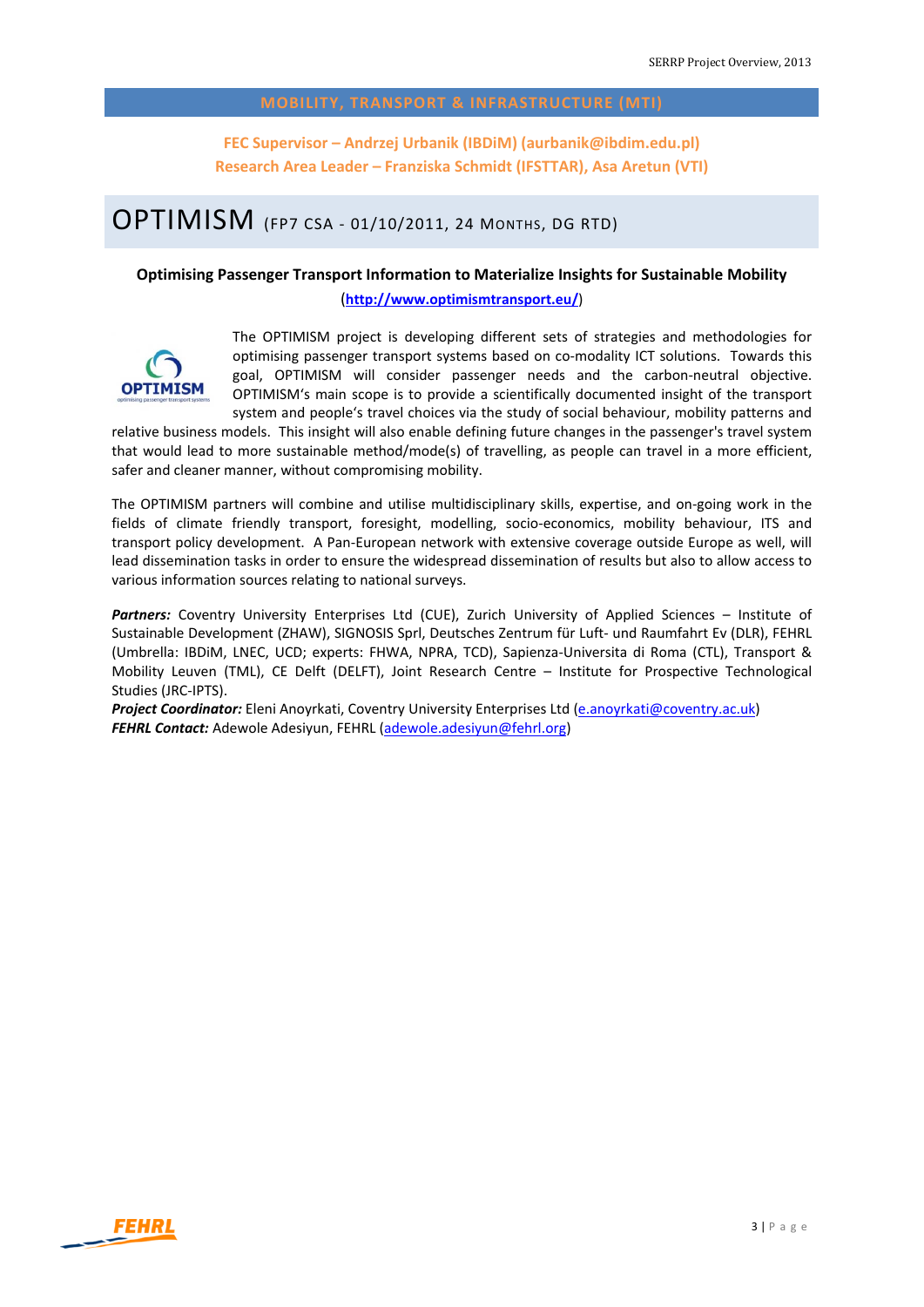## MOBILITY, TRANSPORT & INFRASTRUCTURE (MTI)

**FEC Supervisor – Andrzej Urbanik (IBDiM) (aurbanik@ibdim.edu.pl)**
**Research Area Leader – Franziska Schmidt (IFSTTAR), Asa Aretun (VTI)**

# OPTIMISM (FP7 CSA - 01/10/2011, 24 MONTHS, DG RTD)

**Optimising Passenger Transport Information to Materialize Insights for Sustainable Mobility**
(**http://www.optimismtransport.eu/**)

The OPTIMISM project is developing different sets of strategies and methodologies for optimising passenger transport systems based on co-modality ICT solutions. Towards this goal, OPTIMISM will consider passenger needs and the carbon-neutral objective. OPTIMISM's main scope is to provide a scientifically documented insight of the transport system and people's travel choices via the study of social behaviour, mobility patterns and relative business models. This insight will also enable defining future changes in the passenger's travel system that would lead to more sustainable method/mode(s) of travelling, as people can travel in a more efficient, safer and cleaner manner, without compromising mobility.

The OPTIMISM partners will combine and utilise multidisciplinary skills, expertise, and on-going work in the fields of climate friendly transport, foresight, modelling, socio-economics, mobility behaviour, ITS and transport policy development. A Pan-European network with extensive coverage outside Europe as well, will lead dissemination tasks in order to ensure the widespread dissemination of results but also to allow access to various information sources relating to national surveys.

***Partners:*** Coventry University Enterprises Ltd (CUE), Zurich University of Applied Sciences – Institute of Sustainable Development (ZHAW), SIGNOSIS Sprl, Deutsches Zentrum für Luft- und Raumfahrt Ev (DLR), FEHRL (Umbrella: IBDiM, LNEC, UCD; experts: FHWA, NPRA, TCD), Sapienza-Universita di Roma (CTL), Transport & Mobility Leuven (TML), CE Delft (DELFT), Joint Research Centre – Institute for Prospective Technological Studies (JRC-IPTS).
***Project Coordinator:*** Eleni Anoyrkati, Coventry University Enterprises Ltd (e.anoyrkati@coventry.ac.uk)
***FEHRL Contact:*** Adewole Adesiyun, FEHRL (adewole.adesiyun@fehrl.org)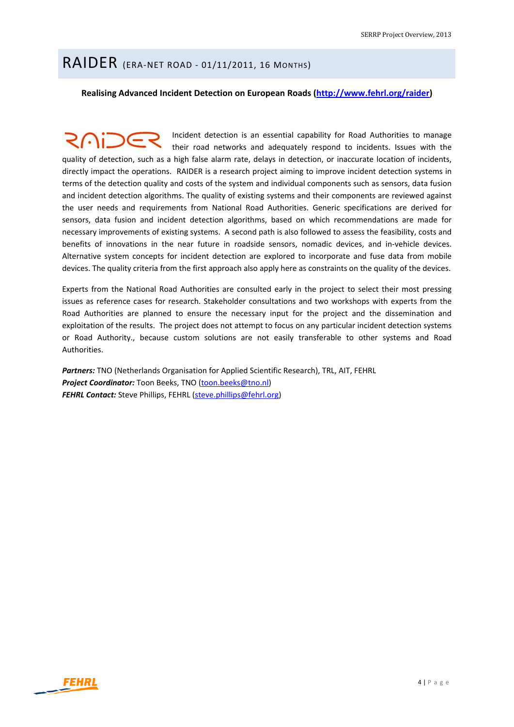# RAIDER (ERA-NET ROAD - 01/11/2011, 16 MONTHS)

**Realising Advanced Incident Detection on European Roads (http://www.fehrl.org/raider)**

Incident detection is an essential capability for Road Authorities to manage their road networks and adequately respond to incidents. Issues with the quality of detection, such as a high false alarm rate, delays in detection, or inaccurate location of incidents, directly impact the operations. RAIDER is a research project aiming to improve incident detection systems in terms of the detection quality and costs of the system and individual components such as sensors, data fusion and incident detection algorithms. The quality of existing systems and their components are reviewed against the user needs and requirements from National Road Authorities. Generic specifications are derived for sensors, data fusion and incident detection algorithms, based on which recommendations are made for necessary improvements of existing systems. A second path is also followed to assess the feasibility, costs and benefits of innovations in the near future in roadside sensors, nomadic devices, and in-vehicle devices. Alternative system concepts for incident detection are explored to incorporate and fuse data from mobile devices. The quality criteria from the first approach also apply here as constraints on the quality of the devices.

Experts from the National Road Authorities are consulted early in the project to select their most pressing issues as reference cases for research. Stakeholder consultations and two workshops with experts from the Road Authorities are planned to ensure the necessary input for the project and the dissemination and exploitation of the results. The project does not attempt to focus on any particular incident detection systems or Road Authority., because custom solutions are not easily transferable to other systems and Road Authorities.

***Partners:*** TNO (Netherlands Organisation for Applied Scientific Research), TRL, AIT, FEHRL
***Project Coordinator:*** Toon Beeks, TNO (toon.beeks@tno.nl)
***FEHRL Contact:*** Steve Phillips, FEHRL (steve.phillips@fehrl.org)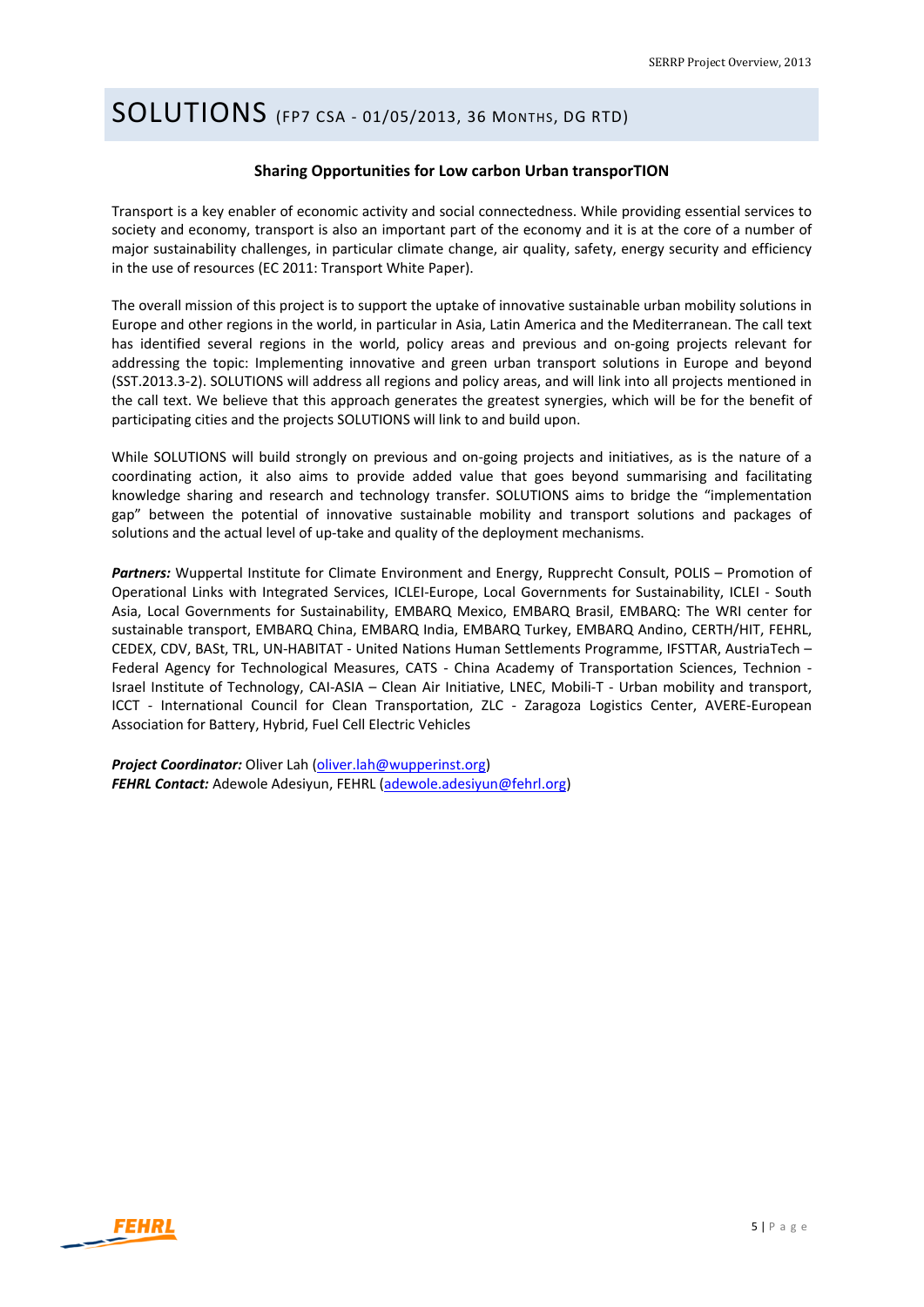# SOLUTIONS (FP7 CSA - 01/05/2013, 36 MONTHS, DG RTD)

**Sharing Opportunities for Low carbon Urban transporTION**

Transport is a key enabler of economic activity and social connectedness. While providing essential services to society and economy, transport is also an important part of the economy and it is at the core of a number of major sustainability challenges, in particular climate change, air quality, safety, energy security and efficiency in the use of resources (EC 2011: Transport White Paper).

The overall mission of this project is to support the uptake of innovative sustainable urban mobility solutions in Europe and other regions in the world, in particular in Asia, Latin America and the Mediterranean. The call text has identified several regions in the world, policy areas and previous and on-going projects relevant for addressing the topic: Implementing innovative and green urban transport solutions in Europe and beyond (SST.2013.3-2). SOLUTIONS will address all regions and policy areas, and will link into all projects mentioned in the call text. We believe that this approach generates the greatest synergies, which will be for the benefit of participating cities and the projects SOLUTIONS will link to and build upon.

While SOLUTIONS will build strongly on previous and on-going projects and initiatives, as is the nature of a coordinating action, it also aims to provide added value that goes beyond summarising and facilitating knowledge sharing and research and technology transfer. SOLUTIONS aims to bridge the "implementation gap" between the potential of innovative sustainable mobility and transport solutions and packages of solutions and the actual level of up-take and quality of the deployment mechanisms.

***Partners:*** Wuppertal Institute for Climate Environment and Energy, Rupprecht Consult, POLIS – Promotion of Operational Links with Integrated Services, ICLEI-Europe, Local Governments for Sustainability, ICLEI - South Asia, Local Governments for Sustainability, EMBARQ Mexico, EMBARQ Brasil, EMBARQ: The WRI center for sustainable transport, EMBARQ China, EMBARQ India, EMBARQ Turkey, EMBARQ Andino, CERTH/HIT, FEHRL, CEDEX, CDV, BASt, TRL, UN-HABITAT - United Nations Human Settlements Programme, IFSTTAR, AustriaTech – Federal Agency for Technological Measures, CATS - China Academy of Transportation Sciences, Technion - Israel Institute of Technology, CAI-ASIA – Clean Air Initiative, LNEC, Mobili-T - Urban mobility and transport, ICCT - International Council for Clean Transportation, ZLC - Zaragoza Logistics Center, AVERE-European Association for Battery, Hybrid, Fuel Cell Electric Vehicles

***Project Coordinator:*** Oliver Lah (oliver.lah@wupperinst.org)
***FEHRL Contact:*** Adewole Adesiyun, FEHRL (adewole.adesiyun@fehrl.org)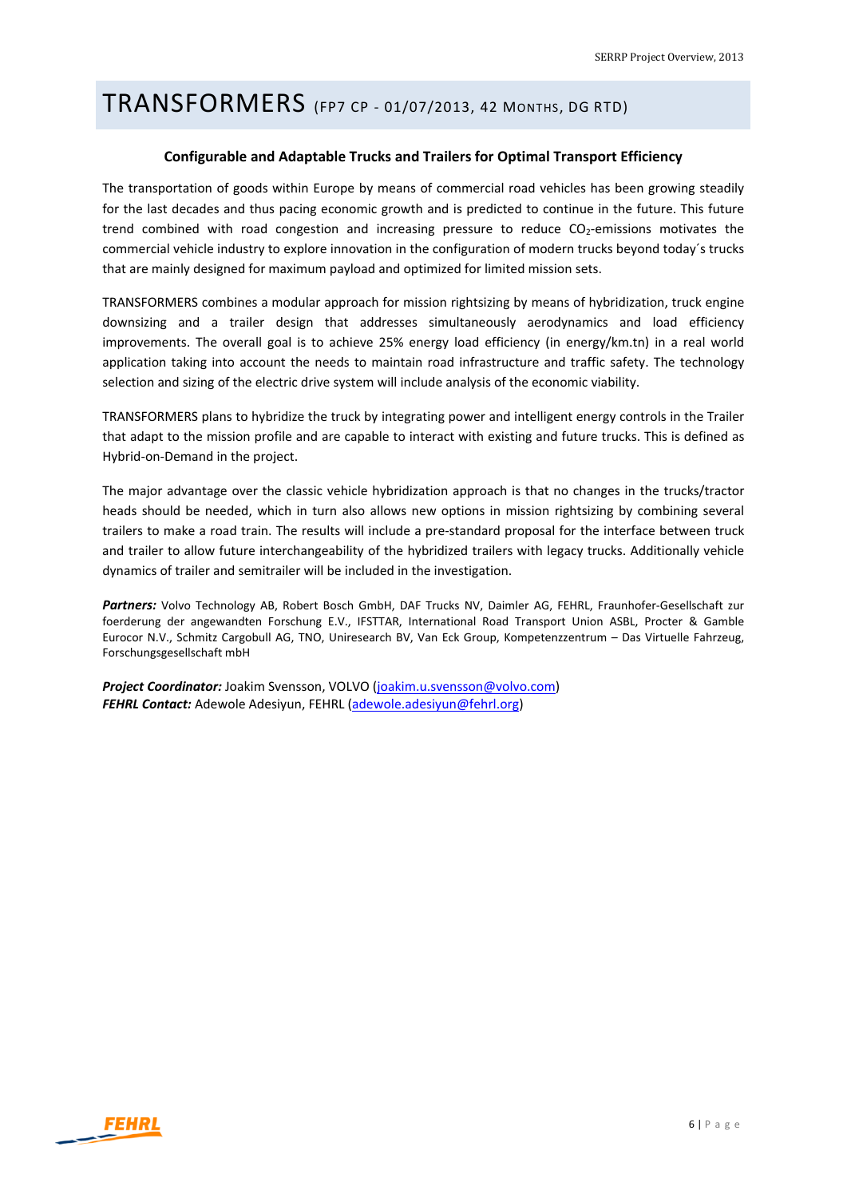# TRANSFORMERS (FP7 CP - 01/07/2013, 42 MONTHS, DG RTD)

**Configurable and Adaptable Trucks and Trailers for Optimal Transport Efficiency**

The transportation of goods within Europe by means of commercial road vehicles has been growing steadily for the last decades and thus pacing economic growth and is predicted to continue in the future. This future trend combined with road congestion and increasing pressure to reduce $CO_2$-emissions motivates the commercial vehicle industry to explore innovation in the configuration of modern trucks beyond today´s trucks that are mainly designed for maximum payload and optimized for limited mission sets.

TRANSFORMERS combines a modular approach for mission rightsizing by means of hybridization, truck engine downsizing and a trailer design that addresses simultaneously aerodynamics and load efficiency improvements. The overall goal is to achieve 25% energy load efficiency (in energy/km.tn) in a real world application taking into account the needs to maintain road infrastructure and traffic safety. The technology selection and sizing of the electric drive system will include analysis of the economic viability.

TRANSFORMERS plans to hybridize the truck by integrating power and intelligent energy controls in the Trailer that adapt to the mission profile and are capable to interact with existing and future trucks. This is defined as Hybrid-on-Demand in the project.

The major advantage over the classic vehicle hybridization approach is that no changes in the trucks/tractor heads should be needed, which in turn also allows new options in mission rightsizing by combining several trailers to make a road train. The results will include a pre-standard proposal for the interface between truck and trailer to allow future interchangeability of the hybridized trailers with legacy trucks. Additionally vehicle dynamics of trailer and semitrailer will be included in the investigation.

***Partners:*** Volvo Technology AB, Robert Bosch GmbH, DAF Trucks NV, Daimler AG, FEHRL, Fraunhofer-Gesellschaft zur foerderung der angewandten Forschung E.V., IFSTTAR, International Road Transport Union ASBL, Procter & Gamble Eurocor N.V., Schmitz Cargobull AG, TNO, Uniresearch BV, Van Eck Group, Kompetenzzentrum – Das Virtuelle Fahrzeug, Forschungsgesellschaft mbH

***Project Coordinator:*** Joakim Svensson, VOLVO (joakim.u.svensson@volvo.com)
***FEHRL Contact:*** Adewole Adesiyun, FEHRL (adewole.adesiyun@fehrl.org)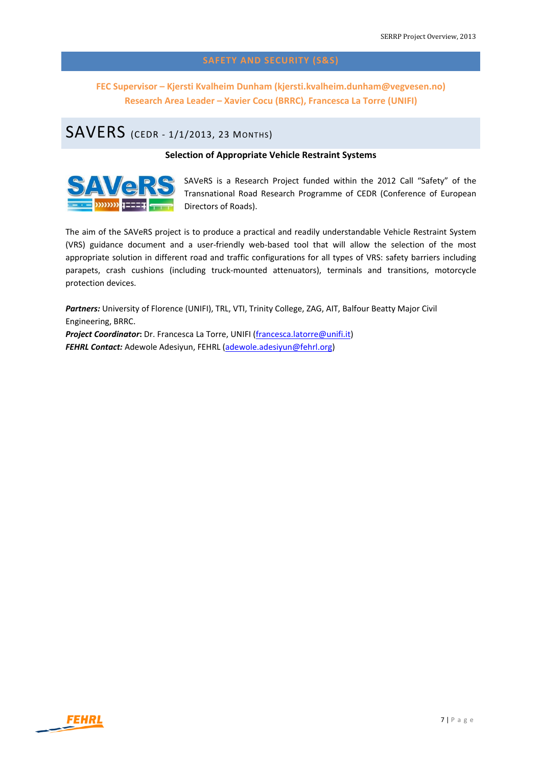## SAFETY AND SECURITY (S&S)

**FEC Supervisor – Kjersti Kvalheim Dunham (kjersti.kvalheim.dunham@vegvesen.no)**
**Research Area Leader – Xavier Cocu (BRRC), Francesca La Torre (UNIFI)**

# SAVERS (CEDR - 1/1/2013, 23 MONTHS)

**Selection of Appropriate Vehicle Restraint Systems**

SAVeRS is a Research Project funded within the 2012 Call "Safety" of the Transnational Road Research Programme of CEDR (Conference of European Directors of Roads).

The aim of the SAVeRS project is to produce a practical and readily understandable Vehicle Restraint System (VRS) guidance document and a user-friendly web-based tool that will allow the selection of the most appropriate solution in different road and traffic configurations for all types of VRS: safety barriers including parapets, crash cushions (including truck-mounted attenuators), terminals and transitions, motorcycle protection devices.

***Partners:*** University of Florence (UNIFI), TRL, VTI, Trinity College, ZAG, AIT, Balfour Beatty Major Civil Engineering, BRRC.
***Project Coordinator*:** Dr. Francesca La Torre, UNIFI (francesca.latorre@unifi.it)
***FEHRL Contact:*** Adewole Adesiyun, FEHRL (adewole.adesiyun@fehrl.org)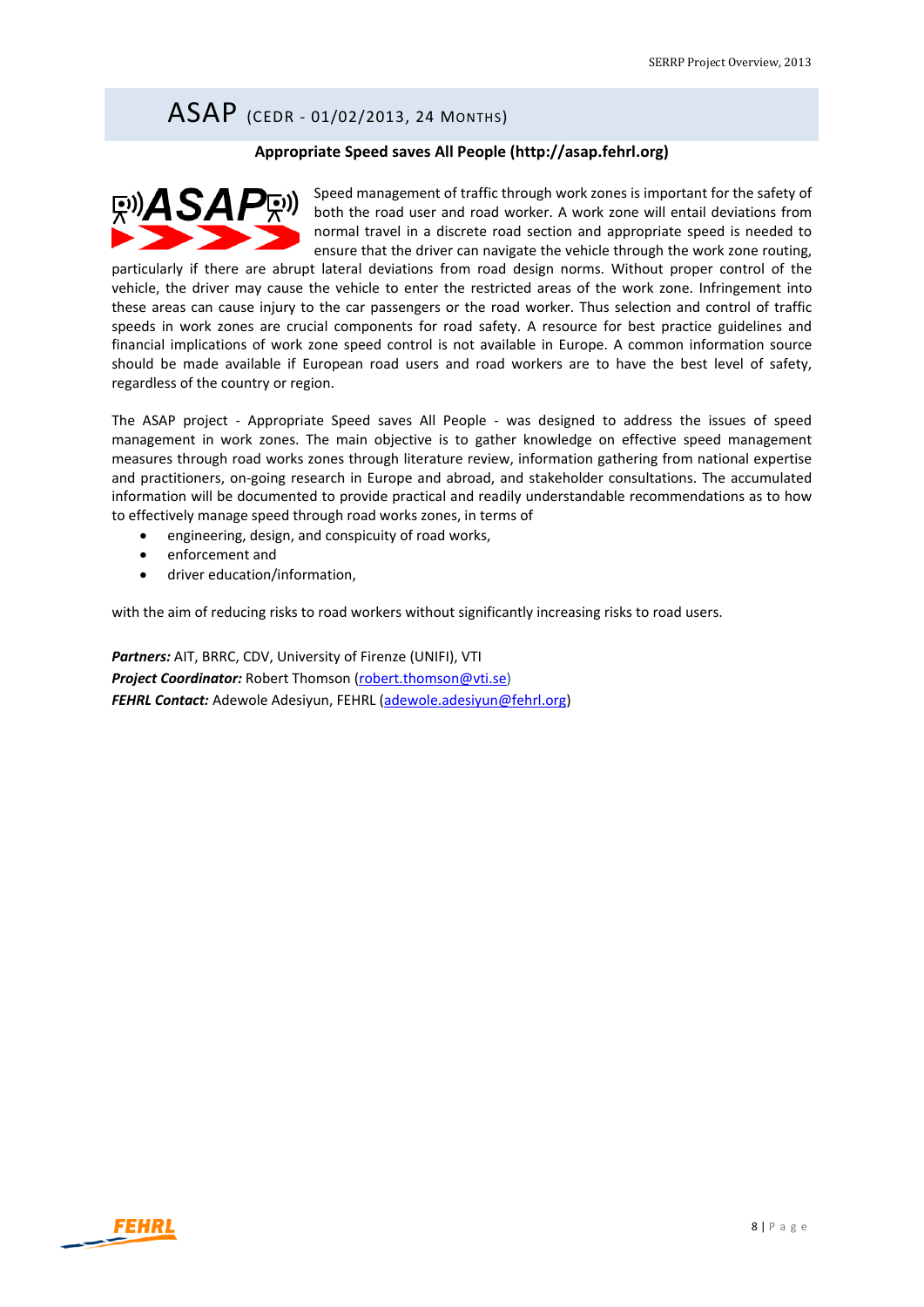# ASAP (CEDR - 01/02/2013, 24 MONTHS)

**Appropriate Speed saves All People (http://asap.fehrl.org)**

Speed management of traffic through work zones is important for the safety of both the road user and road worker. A work zone will entail deviations from normal travel in a discrete road section and appropriate speed is needed to ensure that the driver can navigate the vehicle through the work zone routing, particularly if there are abrupt lateral deviations from road design norms. Without proper control of the vehicle, the driver may cause the vehicle to enter the restricted areas of the work zone. Infringement into these areas can cause injury to the car passengers or the road worker. Thus selection and control of traffic speeds in work zones are crucial components for road safety. A resource for best practice guidelines and financial implications of work zone speed control is not available in Europe. A common information source should be made available if European road users and road workers are to have the best level of safety, regardless of the country or region.

The ASAP project - Appropriate Speed saves All People - was designed to address the issues of speed management in work zones. The main objective is to gather knowledge on effective speed management measures through road works zones through literature review, information gathering from national expertise and practitioners, on-going research in Europe and abroad, and stakeholder consultations. The accumulated information will be documented to provide practical and readily understandable recommendations as to how to effectively manage speed through road works zones, in terms of

- engineering, design, and conspicuity of road works,
- enforcement and
- driver education/information,

with the aim of reducing risks to road workers without significantly increasing risks to road users.

***Partners:*** AIT, BRRC, CDV, University of Firenze (UNIFI), VTI
***Project Coordinator:*** Robert Thomson (robert.thomson@vti.se)
***FEHRL Contact:*** Adewole Adesiyun, FEHRL (adewole.adesiyun@fehrl.org)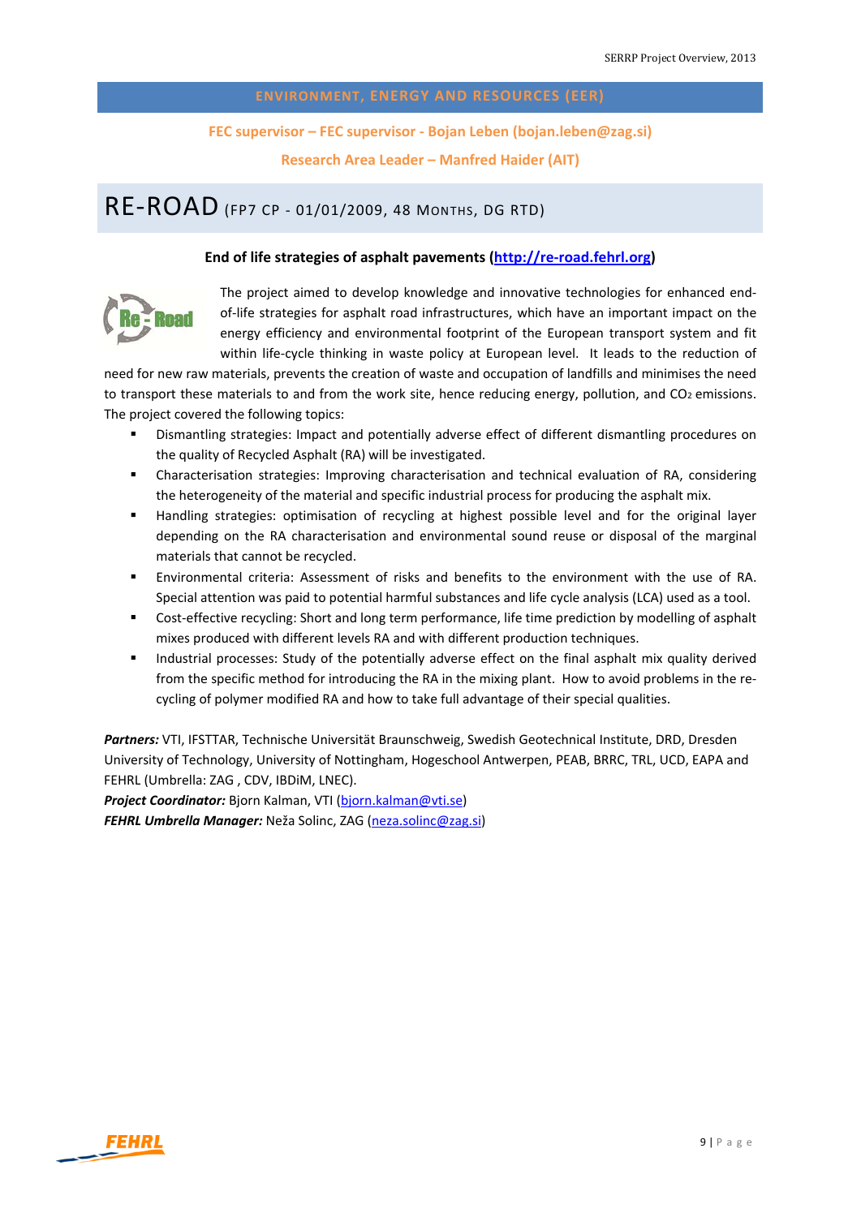## ENVIRONMENT, ENERGY AND RESOURCES (EER)

**FEC supervisor – FEC supervisor - Bojan Leben (bojan.leben@zag.si)**

**Research Area Leader – Manfred Haider (AIT)**

# RE-ROAD (FP7 CP - 01/01/2009, 48 MONTHS, DG RTD)

**End of life strategies of asphalt pavements (http://re-road.fehrl.org)**

The project aimed to develop knowledge and innovative technologies for enhanced end-of-life strategies for asphalt road infrastructures, which have an important impact on the energy efficiency and environmental footprint of the European transport system and fit within life-cycle thinking in waste policy at European level. It leads to the reduction of need for new raw materials, prevents the creation of waste and occupation of landfills and minimises the need to transport these materials to and from the work site, hence reducing energy, pollution, and $CO_2$ emissions. The project covered the following topics:

- Dismantling strategies: Impact and potentially adverse effect of different dismantling procedures on the quality of Recycled Asphalt (RA) will be investigated.
- Characterisation strategies: Improving characterisation and technical evaluation of RA, considering the heterogeneity of the material and specific industrial process for producing the asphalt mix.
- Handling strategies: optimisation of recycling at highest possible level and for the original layer depending on the RA characterisation and environmental sound reuse or disposal of the marginal materials that cannot be recycled.
- Environmental criteria: Assessment of risks and benefits to the environment with the use of RA. Special attention was paid to potential harmful substances and life cycle analysis (LCA) used as a tool.
- Cost-effective recycling: Short and long term performance, life time prediction by modelling of asphalt mixes produced with different levels RA and with different production techniques.
- Industrial processes: Study of the potentially adverse effect on the final asphalt mix quality derived from the specific method for introducing the RA in the mixing plant. How to avoid problems in the re-cycling of polymer modified RA and how to take full advantage of their special qualities.

***Partners:*** VTI, IFSTTAR, Technische Universität Braunschweig, Swedish Geotechnical Institute, DRD, Dresden University of Technology, University of Nottingham, Hogeschool Antwerpen, PEAB, BRRC, TRL, UCD, EAPA and FEHRL (Umbrella: ZAG , CDV, IBDiM, LNEC).
***Project Coordinator:*** Bjorn Kalman, VTI (bjorn.kalman@vti.se)
***FEHRL Umbrella Manager:*** Neža Solinc, ZAG (neza.solinc@zag.si)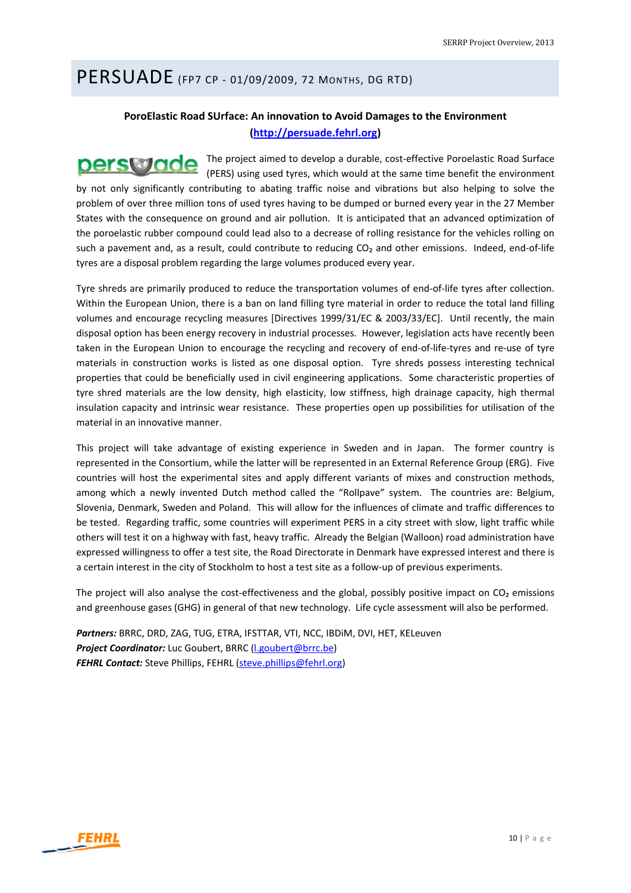# PERSUADE (FP7 CP - 01/09/2009, 72 MONTHS, DG RTD)

**PoroElastic Road SUrface: An innovation to Avoid Damages to the Environment (http://persuade.fehrl.org)**

The project aimed to develop a durable, cost-effective Poroelastic Road Surface (PERS) using used tyres, which would at the same time benefit the environment by not only significantly contributing to abating traffic noise and vibrations but also helping to solve the problem of over three million tons of used tyres having to be dumped or burned every year in the 27 Member States with the consequence on ground and air pollution. It is anticipated that an advanced optimization of the poroelastic rubber compound could lead also to a decrease of rolling resistance for the vehicles rolling on such a pavement and, as a result, could contribute to reducing $CO_2$ and other emissions. Indeed, end-of-life tyres are a disposal problem regarding the large volumes produced every year.

Tyre shreds are primarily produced to reduce the transportation volumes of end-of-life tyres after collection. Within the European Union, there is a ban on land filling tyre material in order to reduce the total land filling volumes and encourage recycling measures [Directives 1999/31/EC & 2003/33/EC]. Until recently, the main disposal option has been energy recovery in industrial processes. However, legislation acts have recently been taken in the European Union to encourage the recycling and recovery of end-of-life-tyres and re-use of tyre materials in construction works is listed as one disposal option. Tyre shreds possess interesting technical properties that could be beneficially used in civil engineering applications. Some characteristic properties of tyre shred materials are the low density, high elasticity, low stiffness, high drainage capacity, high thermal insulation capacity and intrinsic wear resistance. These properties open up possibilities for utilisation of the material in an innovative manner.

This project will take advantage of existing experience in Sweden and in Japan. The former country is represented in the Consortium, while the latter will be represented in an External Reference Group (ERG). Five countries will host the experimental sites and apply different variants of mixes and construction methods, among which a newly invented Dutch method called the "Rollpave" system. The countries are: Belgium, Slovenia, Denmark, Sweden and Poland. This will allow for the influences of climate and traffic differences to be tested. Regarding traffic, some countries will experiment PERS in a city street with slow, light traffic while others will test it on a highway with fast, heavy traffic. Already the Belgian (Walloon) road administration have expressed willingness to offer a test site, the Road Directorate in Denmark have expressed interest and there is a certain interest in the city of Stockholm to host a test site as a follow-up of previous experiments.

The project will also analyse the cost-effectiveness and the global, possibly positive impact on $CO_2$ emissions and greenhouse gases (GHG) in general of that new technology. Life cycle assessment will also be performed.

***Partners:*** BRRC, DRD, ZAG, TUG, ETRA, IFSTTAR, VTI, NCC, IBDiM, DVI, HET, KELeuven
***Project Coordinator:*** Luc Goubert, BRRC (l.goubert@brrc.be)
***FEHRL Contact:*** Steve Phillips, FEHRL (steve.phillips@fehrl.org)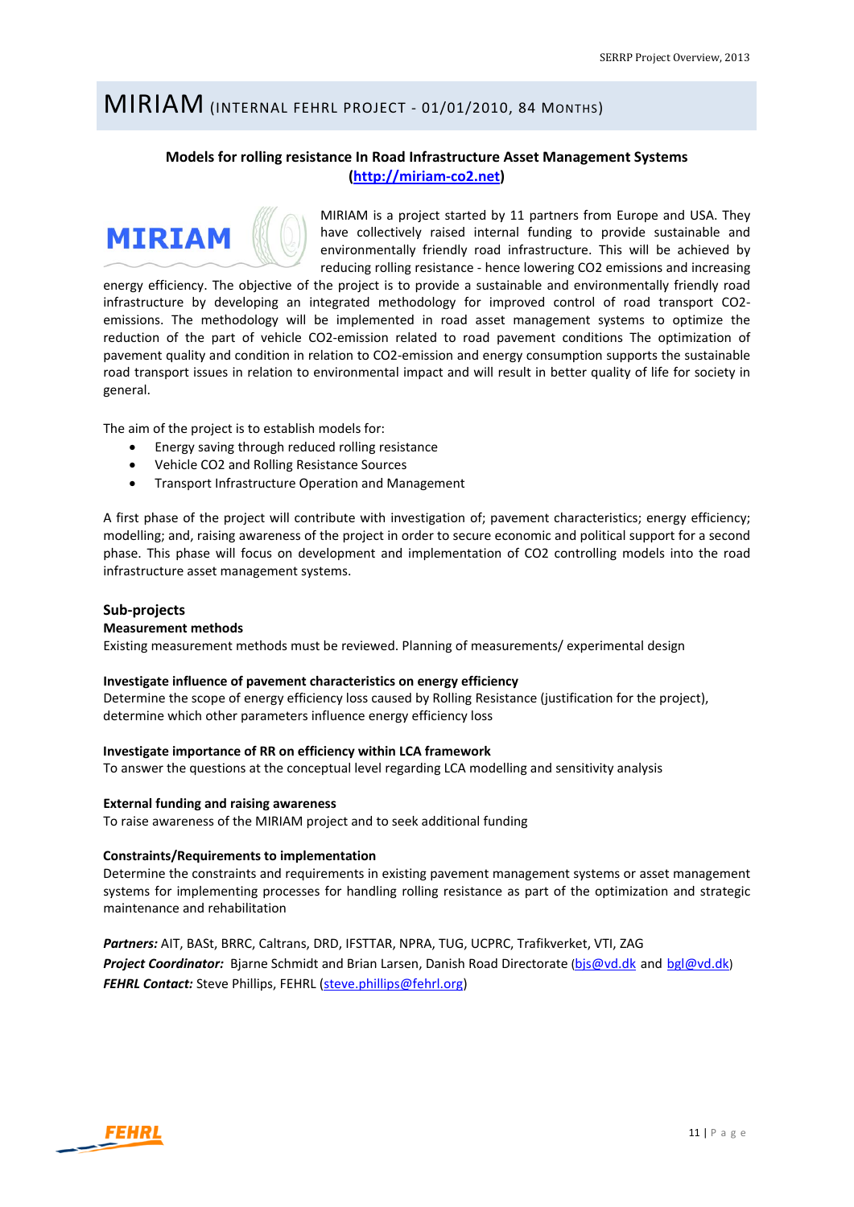# MIRIAM (INTERNAL FEHRL PROJECT - 01/01/2010, 84 MONTHS)

**Models for rolling resistance In Road Infrastructure Asset Management Systems**
**(http://miriam-co2.net)**

MIRIAM is a project started by 11 partners from Europe and USA. They have collectively raised internal funding to provide sustainable and environmentally friendly road infrastructure. This will be achieved by reducing rolling resistance - hence lowering $CO_2$ emissions and increasing energy efficiency. The objective of the project is to provide a sustainable and environmentally friendly road infrastructure by developing an integrated methodology for improved control of road transport $CO_2$-emissions. The methodology will be implemented in road asset management systems to optimize the reduction of the part of vehicle $CO_2$-emission related to road pavement conditions The optimization of pavement quality and condition in relation to $CO_2$-emission and energy consumption supports the sustainable road transport issues in relation to environmental impact and will result in better quality of life for society in general.

The aim of the project is to establish models for:

- Energy saving through reduced rolling resistance
- Vehicle $CO_2$ and Rolling Resistance Sources
- Transport Infrastructure Operation and Management

A first phase of the project will contribute with investigation of; pavement characteristics; energy efficiency; modelling; and, raising awareness of the project in order to secure economic and political support for a second phase. This phase will focus on development and implementation of $CO_2$ controlling models into the road infrastructure asset management systems.

## Sub-projects

**Measurement methods**
Existing measurement methods must be reviewed. Planning of measurements/ experimental design

**Investigate influence of pavement characteristics on energy efficiency**
Determine the scope of energy efficiency loss caused by Rolling Resistance (justification for the project), determine which other parameters influence energy efficiency loss

**Investigate importance of RR on efficiency within LCA framework**
To answer the questions at the conceptual level regarding LCA modelling and sensitivity analysis

**External funding and raising awareness**
To raise awareness of the MIRIAM project and to seek additional funding

**Constraints/Requirements to implementation**
Determine the constraints and requirements in existing pavement management systems or asset management systems for implementing processes for handling rolling resistance as part of the optimization and strategic maintenance and rehabilitation

***Partners:*** AIT, BASt, BRRC, Caltrans, DRD, IFSTTAR, NPRA, TUG, UCPRC, Trafikverket, VTI, ZAG
***Project Coordinator:*** Bjarne Schmidt and Brian Larsen, Danish Road Directorate (bjs@vd.dk and bgl@vd.dk)
***FEHRL Contact:*** Steve Phillips, FEHRL (steve.phillips@fehrl.org)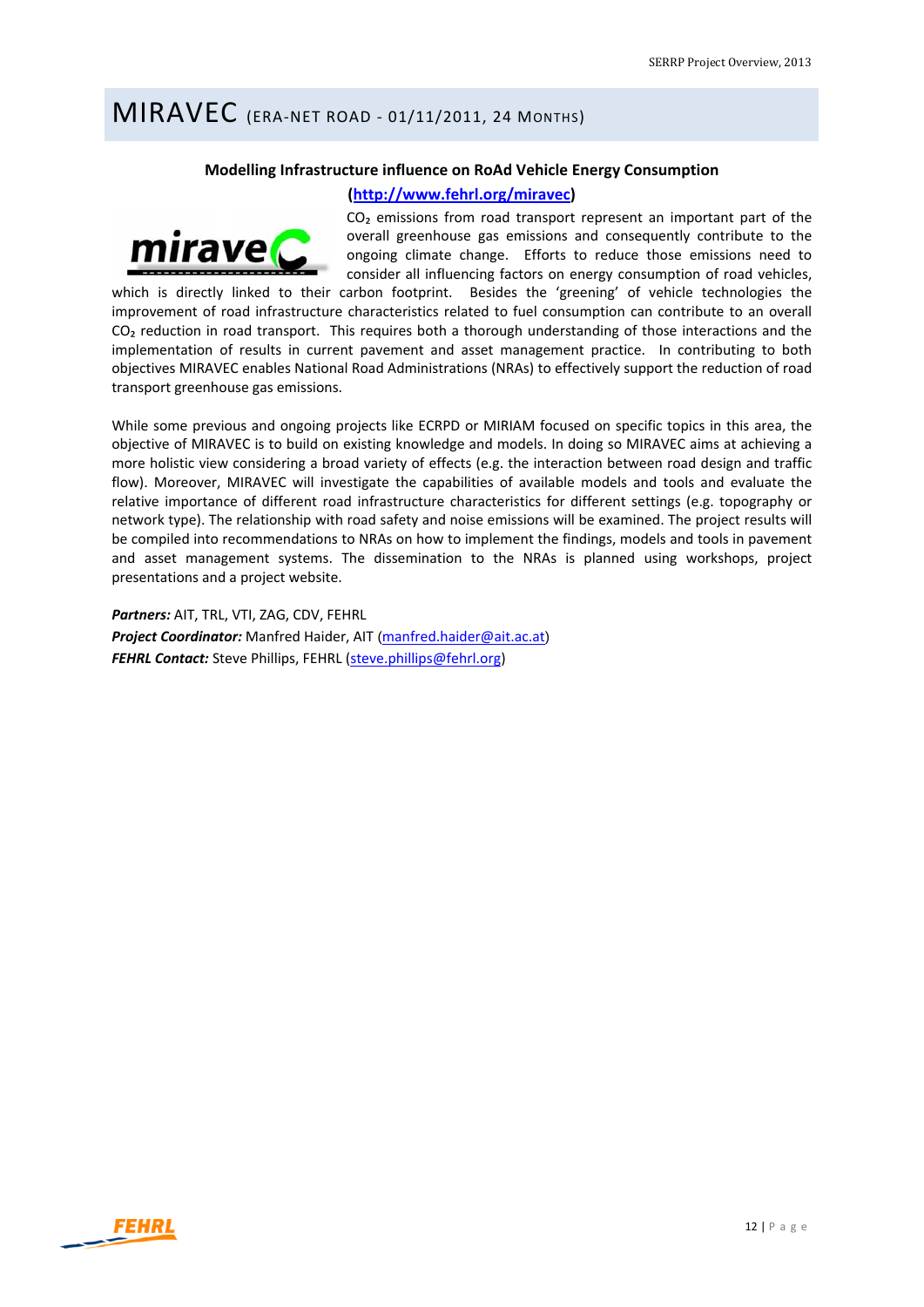# MIRAVEC (ERA-NET ROAD - 01/11/2011, 24 MONTHS)

**Modelling Infrastructure influence on RoAd Vehicle Energy Consumption**

**(http://www.fehrl.org/miravec)**

$CO_2$ emissions from road transport represent an important part of the overall greenhouse gas emissions and consequently contribute to the ongoing climate change. Efforts to reduce those emissions need to consider all influencing factors on energy consumption of road vehicles, which is directly linked to their carbon footprint. Besides the 'greening' of vehicle technologies the improvement of road infrastructure characteristics related to fuel consumption can contribute to an overall $CO_2$ reduction in road transport. This requires both a thorough understanding of those interactions and the implementation of results in current pavement and asset management practice. In contributing to both objectives MIRAVEC enables National Road Administrations (NRAs) to effectively support the reduction of road transport greenhouse gas emissions.

While some previous and ongoing projects like ECRPD or MIRIAM focused on specific topics in this area, the objective of MIRAVEC is to build on existing knowledge and models. In doing so MIRAVEC aims at achieving a more holistic view considering a broad variety of effects (e.g. the interaction between road design and traffic flow). Moreover, MIRAVEC will investigate the capabilities of available models and tools and evaluate the relative importance of different road infrastructure characteristics for different settings (e.g. topography or network type). The relationship with road safety and noise emissions will be examined. The project results will be compiled into recommendations to NRAs on how to implement the findings, models and tools in pavement and asset management systems. The dissemination to the NRAs is planned using workshops, project presentations and a project website.

***Partners:*** AIT, TRL, VTI, ZAG, CDV, FEHRL
***Project Coordinator:*** Manfred Haider, AIT (manfred.haider@ait.ac.at)
***FEHRL Contact:*** Steve Phillips, FEHRL (steve.phillips@fehrl.org)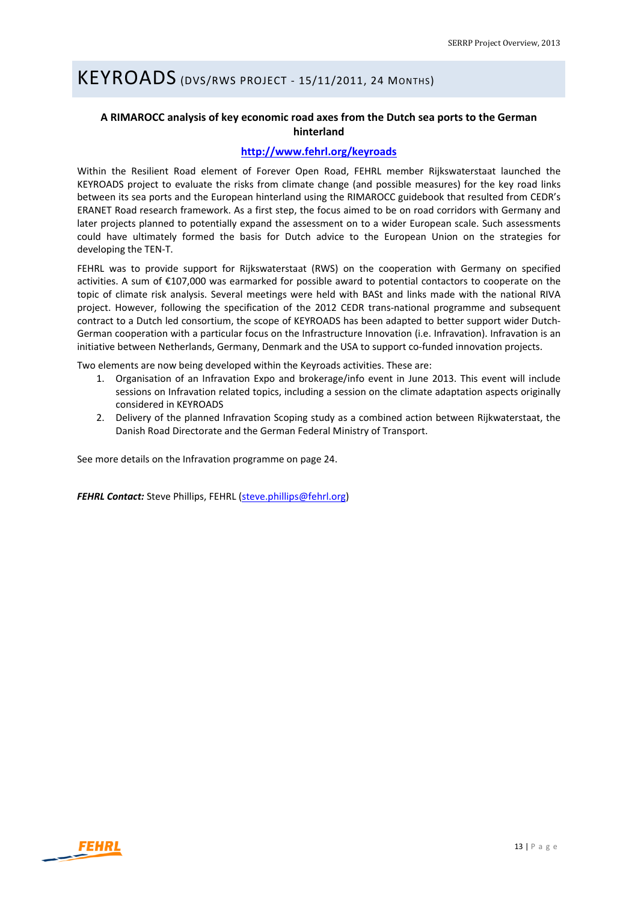# KEYROADS (DVS/RWS PROJECT - 15/11/2011, 24 MONTHS)

**A RIMAROCC analysis of key economic road axes from the Dutch sea ports to the German hinterland**

**http://www.fehrl.org/keyroads**

Within the Resilient Road element of Forever Open Road, FEHRL member Rijkswaterstaat launched the KEYROADS project to evaluate the risks from climate change (and possible measures) for the key road links between its sea ports and the European hinterland using the RIMAROCC guidebook that resulted from CEDR's ERANET Road research framework. As a first step, the focus aimed to be on road corridors with Germany and later projects planned to potentially expand the assessment on to a wider European scale. Such assessments could have ultimately formed the basis for Dutch advice to the European Union on the strategies for developing the TEN-T.

FEHRL was to provide support for Rijkswaterstaat (RWS) on the cooperation with Germany on specified activities. A sum of €107,000 was earmarked for possible award to potential contactors to cooperate on the topic of climate risk analysis. Several meetings were held with BASt and links made with the national RIVA project. However, following the specification of the 2012 CEDR trans-national programme and subsequent contract to a Dutch led consortium, the scope of KEYROADS has been adapted to better support wider Dutch-German cooperation with a particular focus on the Infrastructure Innovation (i.e. Infravation). Infravation is an initiative between Netherlands, Germany, Denmark and the USA to support co-funded innovation projects.

Two elements are now being developed within the Keyroads activities. These are:

1. Organisation of an Infravation Expo and brokerage/info event in June 2013. This event will include sessions on Infravation related topics, including a session on the climate adaptation aspects originally considered in KEYROADS
2. Delivery of the planned Infravation Scoping study as a combined action between Rijkwaterstaat, the Danish Road Directorate and the German Federal Ministry of Transport.

See more details on the Infravation programme on page 24.

***FEHRL Contact:*** Steve Phillips, FEHRL (steve.phillips@fehrl.org)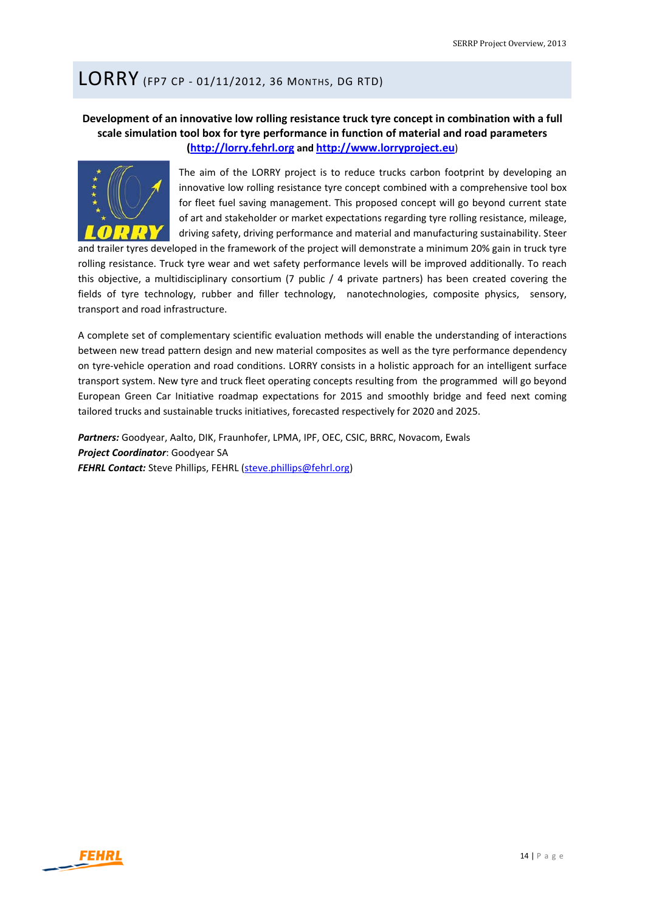# LORRY (FP7 CP - 01/11/2012, 36 Months, DG RTD)

**Development of an innovative low rolling resistance truck tyre concept in combination with a full scale simulation tool box for tyre performance in function of material and road parameters (http://lorry.fehrl.org and http://www.lorryproject.eu)**

The aim of the LORRY project is to reduce trucks carbon footprint by developing an innovative low rolling resistance tyre concept combined with a comprehensive tool box for fleet fuel saving management. This proposed concept will go beyond current state of art and stakeholder or market expectations regarding tyre rolling resistance, mileage, driving safety, driving performance and material and manufacturing sustainability. Steer and trailer tyres developed in the framework of the project will demonstrate a minimum 20% gain in truck tyre rolling resistance. Truck tyre wear and wet safety performance levels will be improved additionally. To reach this objective, a multidisciplinary consortium (7 public / 4 private partners) has been created covering the fields of tyre technology, rubber and filler technology, nanotechnologies, composite physics, sensory, transport and road infrastructure.

A complete set of complementary scientific evaluation methods will enable the understanding of interactions between new tread pattern design and new material composites as well as the tyre performance dependency on tyre-vehicle operation and road conditions. LORRY consists in a holistic approach for an intelligent surface transport system. New tyre and truck fleet operating concepts resulting from the programmed will go beyond European Green Car Initiative roadmap expectations for 2015 and smoothly bridge and feed next coming tailored trucks and sustainable trucks initiatives, forecasted respectively for 2020 and 2025.

***Partners:*** Goodyear, Aalto, DIK, Fraunhofer, LPMA, IPF, OEC, CSIC, BRRC, Novacom, Ewals
***Project Coordinator***: Goodyear SA
***FEHRL Contact:*** Steve Phillips, FEHRL (steve.phillips@fehrl.org)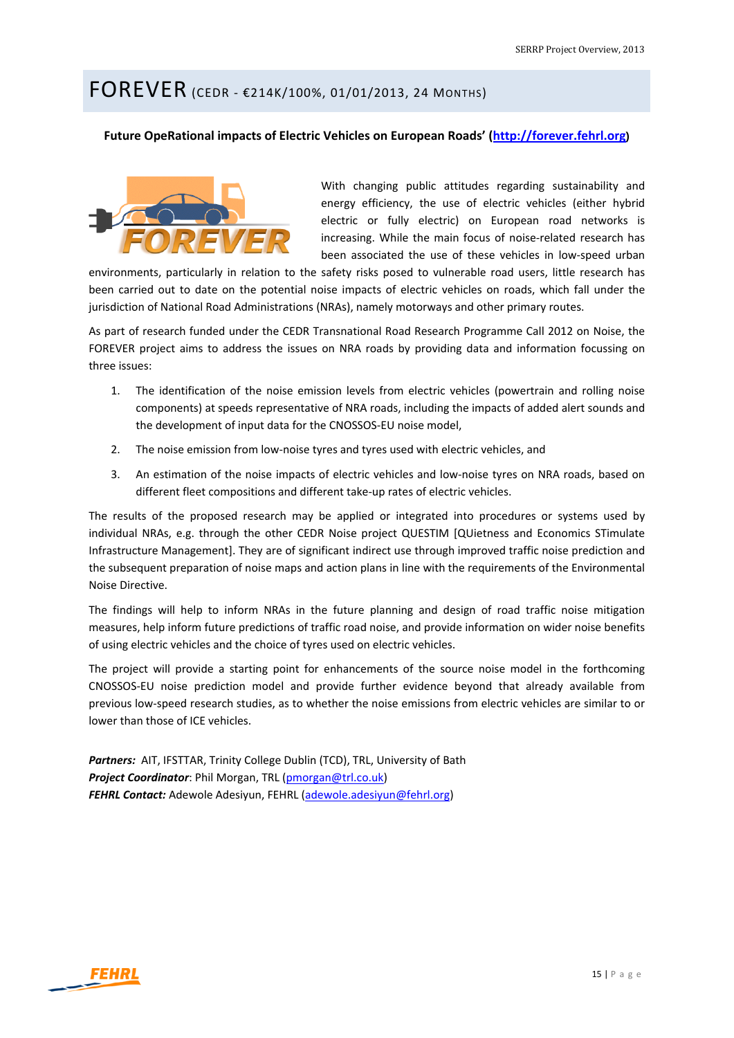# FOREVER (CEDR - €214K/100%, 01/01/2013, 24 MONTHS)

**Future OpeRational impacts of Electric Vehicles on European Roads' (http://forever.fehrl.org)**

With changing public attitudes regarding sustainability and energy efficiency, the use of electric vehicles (either hybrid electric or fully electric) on European road networks is increasing. While the main focus of noise-related research has been associated the use of these vehicles in low-speed urban environments, particularly in relation to the safety risks posed to vulnerable road users, little research has been carried out to date on the potential noise impacts of electric vehicles on roads, which fall under the jurisdiction of National Road Administrations (NRAs), namely motorways and other primary routes.

As part of research funded under the CEDR Transnational Road Research Programme Call 2012 on Noise, the FOREVER project aims to address the issues on NRA roads by providing data and information focussing on three issues:

1. The identification of the noise emission levels from electric vehicles (powertrain and rolling noise components) at speeds representative of NRA roads, including the impacts of added alert sounds and the development of input data for the CNOSSOS-EU noise model,
2. The noise emission from low-noise tyres and tyres used with electric vehicles, and
3. An estimation of the noise impacts of electric vehicles and low-noise tyres on NRA roads, based on different fleet compositions and different take-up rates of electric vehicles.

The results of the proposed research may be applied or integrated into procedures or systems used by individual NRAs, e.g. through the other CEDR Noise project QUESTIM [QUietness and Economics STimulate Infrastructure Management]. They are of significant indirect use through improved traffic noise prediction and the subsequent preparation of noise maps and action plans in line with the requirements of the Environmental Noise Directive.

The findings will help to inform NRAs in the future planning and design of road traffic noise mitigation measures, help inform future predictions of traffic road noise, and provide information on wider noise benefits of using electric vehicles and the choice of tyres used on electric vehicles.

The project will provide a starting point for enhancements of the source noise model in the forthcoming CNOSSOS-EU noise prediction model and provide further evidence beyond that already available from previous low-speed research studies, as to whether the noise emissions from electric vehicles are similar to or lower than those of ICE vehicles.

***Partners:*** AIT, IFSTTAR, Trinity College Dublin (TCD), TRL, University of Bath
***Project Coordinator***: Phil Morgan, TRL (pmorgan@trl.co.uk)
***FEHRL Contact:*** Adewole Adesiyun, FEHRL (adewole.adesiyun@fehrl.org)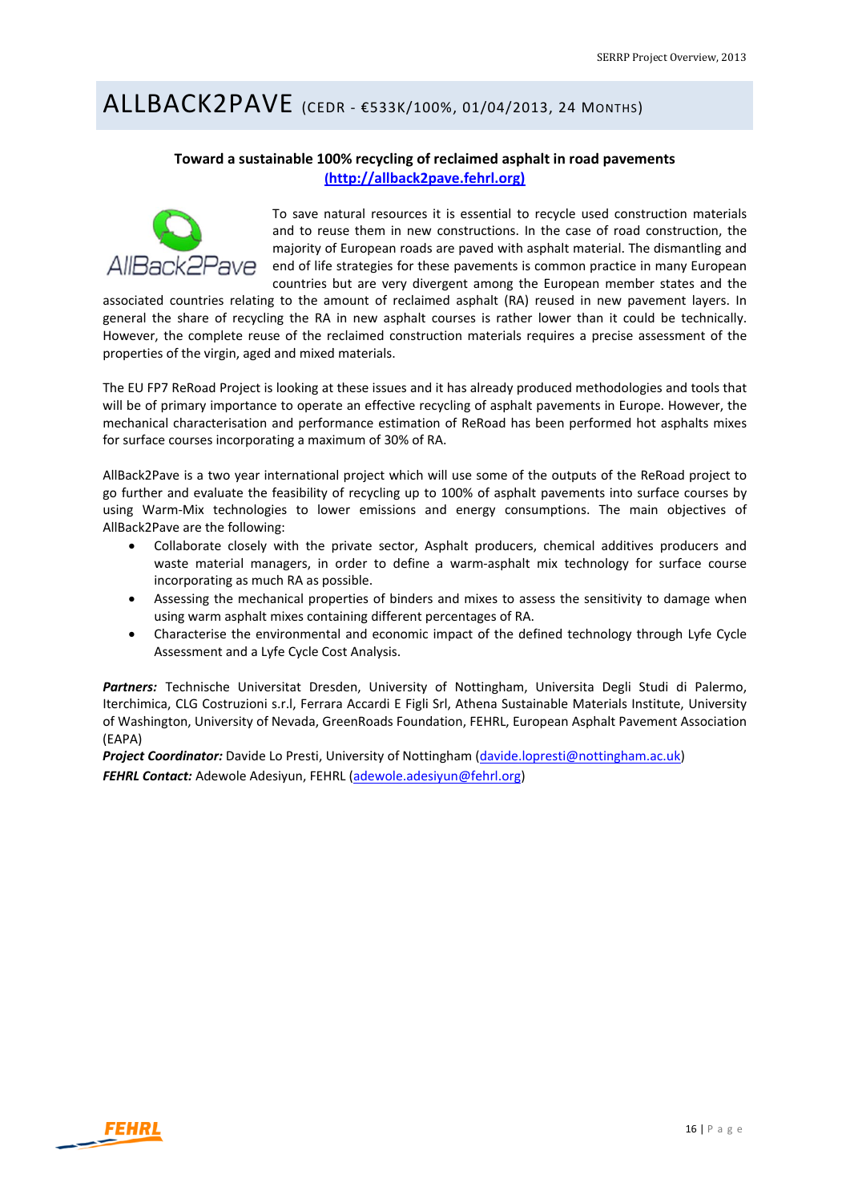# ALLBACK2PAVE (CEDR - €533K/100%, 01/04/2013, 24 Months)

**Toward a sustainable 100% recycling of reclaimed asphalt in road pavements**
**(http://allback2pave.fehrl.org)**

To save natural resources it is essential to recycle used construction materials and to reuse them in new constructions. In the case of road construction, the majority of European roads are paved with asphalt material. The dismantling and end of life strategies for these pavements is common practice in many European countries but are very divergent among the European member states and the associated countries relating to the amount of reclaimed asphalt (RA) reused in new pavement layers. In general the share of recycling the RA in new asphalt courses is rather lower than it could be technically. However, the complete reuse of the reclaimed construction materials requires a precise assessment of the properties of the virgin, aged and mixed materials.

The EU FP7 ReRoad Project is looking at these issues and it has already produced methodologies and tools that will be of primary importance to operate an effective recycling of asphalt pavements in Europe. However, the mechanical characterisation and performance estimation of ReRoad has been performed hot asphalts mixes for surface courses incorporating a maximum of 30% of RA.

AllBack2Pave is a two year international project which will use some of the outputs of the ReRoad project to go further and evaluate the feasibility of recycling up to 100% of asphalt pavements into surface courses by using Warm-Mix technologies to lower emissions and energy consumptions. The main objectives of AllBack2Pave are the following:

- Collaborate closely with the private sector, Asphalt producers, chemical additives producers and waste material managers, in order to define a warm-asphalt mix technology for surface course incorporating as much RA as possible.
- Assessing the mechanical properties of binders and mixes to assess the sensitivity to damage when using warm asphalt mixes containing different percentages of RA.
- Characterise the environmental and economic impact of the defined technology through Lyfe Cycle Assessment and a Lyfe Cycle Cost Analysis.

***Partners:*** Technische Universitat Dresden, University of Nottingham, Universita Degli Studi di Palermo, Iterchimica, CLG Costruzioni s.r.l, Ferrara Accardi E Figli Srl, Athena Sustainable Materials Institute, University of Washington, University of Nevada, GreenRoads Foundation, FEHRL, European Asphalt Pavement Association (EAPA)

***Project Coordinator:*** Davide Lo Presti, University of Nottingham (davide.lopresti@nottingham.ac.uk)

***FEHRL Contact:*** Adewole Adesiyun, FEHRL (adewole.adesiyun@fehrl.org)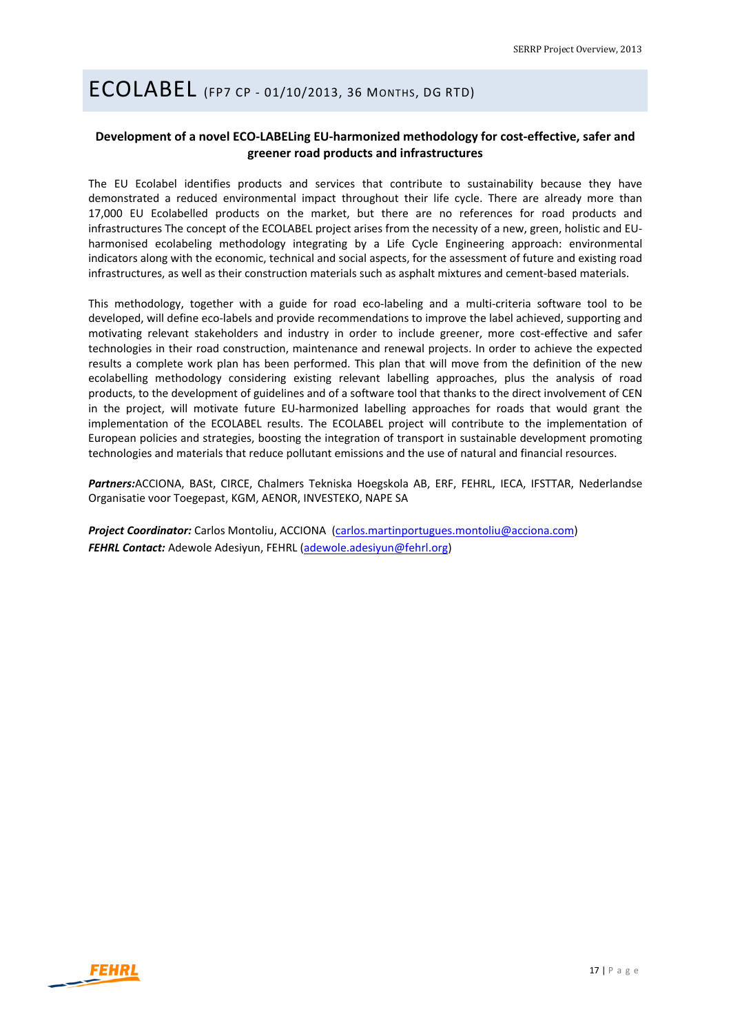# ECOLABEL (FP7 CP - 01/10/2013, 36 MONTHS, DG RTD)

**Development of a novel ECO-LABELing EU-harmonized methodology for cost-effective, safer and greener road products and infrastructures**

The EU Ecolabel identifies products and services that contribute to sustainability because they have demonstrated a reduced environmental impact throughout their life cycle. There are already more than 17,000 EU Ecolabelled products on the market, but there are no references for road products and infrastructures The concept of the ECOLABEL project arises from the necessity of a new, green, holistic and EU-harmonised ecolabeling methodology integrating by a Life Cycle Engineering approach: environmental indicators along with the economic, technical and social aspects, for the assessment of future and existing road infrastructures, as well as their construction materials such as asphalt mixtures and cement-based materials.

This methodology, together with a guide for road eco-labeling and a multi-criteria software tool to be developed, will define eco-labels and provide recommendations to improve the label achieved, supporting and motivating relevant stakeholders and industry in order to include greener, more cost-effective and safer technologies in their road construction, maintenance and renewal projects. In order to achieve the expected results a complete work plan has been performed. This plan that will move from the definition of the new ecolabelling methodology considering existing relevant labelling approaches, plus the analysis of road products, to the development of guidelines and of a software tool that thanks to the direct involvement of CEN in the project, will motivate future EU-harmonized labelling approaches for roads that would grant the implementation of the ECOLABEL results. The ECOLABEL project will contribute to the implementation of European policies and strategies, boosting the integration of transport in sustainable development promoting technologies and materials that reduce pollutant emissions and the use of natural and financial resources.

***Partners:***ACCIONA, BASt, CIRCE, Chalmers Tekniska Hoegskola AB, ERF, FEHRL, IECA, IFSTTAR, Nederlandse Organisatie voor Toegepast, KGM, AENOR, INVESTEKO, NAPE SA

***Project Coordinator:*** Carlos Montoliu, ACCIONA (carlos.martinportugues.montoliu@acciona.com)
***FEHRL Contact:*** Adewole Adesiyun, FEHRL (adewole.adesiyun@fehrl.org)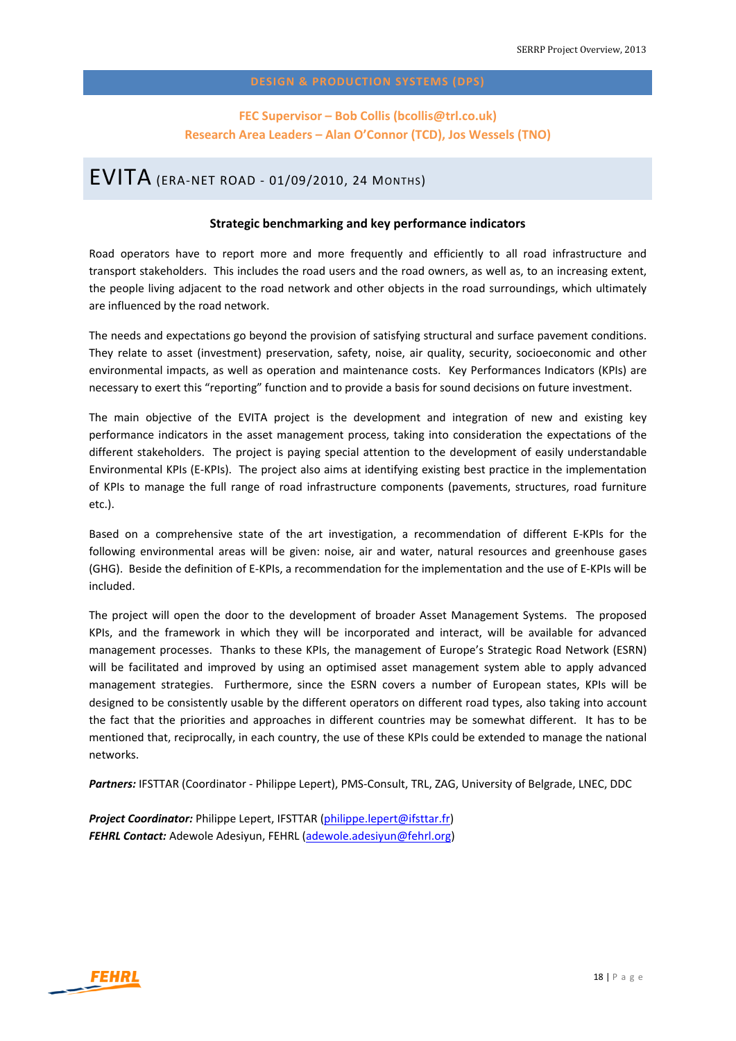## DESIGN & PRODUCTION SYSTEMS (DPS)

**FEC Supervisor – Bob Collis (bcollis@trl.co.uk)**
**Research Area Leaders – Alan O'Connor (TCD), Jos Wessels (TNO)**

# EVITA (ERA-NET ROAD - 01/09/2010, 24 MONTHS)

### Strategic benchmarking and key performance indicators

Road operators have to report more and more frequently and efficiently to all road infrastructure and transport stakeholders. This includes the road users and the road owners, as well as, to an increasing extent, the people living adjacent to the road network and other objects in the road surroundings, which ultimately are influenced by the road network.

The needs and expectations go beyond the provision of satisfying structural and surface pavement conditions. They relate to asset (investment) preservation, safety, noise, air quality, security, socioeconomic and other environmental impacts, as well as operation and maintenance costs. Key Performances Indicators (KPIs) are necessary to exert this "reporting" function and to provide a basis for sound decisions on future investment.

The main objective of the EVITA project is the development and integration of new and existing key performance indicators in the asset management process, taking into consideration the expectations of the different stakeholders. The project is paying special attention to the development of easily understandable Environmental KPIs (E-KPIs). The project also aims at identifying existing best practice in the implementation of KPIs to manage the full range of road infrastructure components (pavements, structures, road furniture etc.).

Based on a comprehensive state of the art investigation, a recommendation of different E-KPIs for the following environmental areas will be given: noise, air and water, natural resources and greenhouse gases (GHG). Beside the definition of E-KPIs, a recommendation for the implementation and the use of E-KPIs will be included.

The project will open the door to the development of broader Asset Management Systems. The proposed KPIs, and the framework in which they will be incorporated and interact, will be available for advanced management processes. Thanks to these KPIs, the management of Europe's Strategic Road Network (ESRN) will be facilitated and improved by using an optimised asset management system able to apply advanced management strategies. Furthermore, since the ESRN covers a number of European states, KPIs will be designed to be consistently usable by the different operators on different road types, also taking into account the fact that the priorities and approaches in different countries may be somewhat different. It has to be mentioned that, reciprocally, in each country, the use of these KPIs could be extended to manage the national networks.

***Partners:*** IFSTTAR (Coordinator - Philippe Lepert), PMS-Consult, TRL, ZAG, University of Belgrade, LNEC, DDC

***Project Coordinator:*** Philippe Lepert, IFSTTAR (philippe.lepert@ifsttar.fr)
***FEHRL Contact:*** Adewole Adesiyun, FEHRL (adewole.adesiyun@fehrl.org)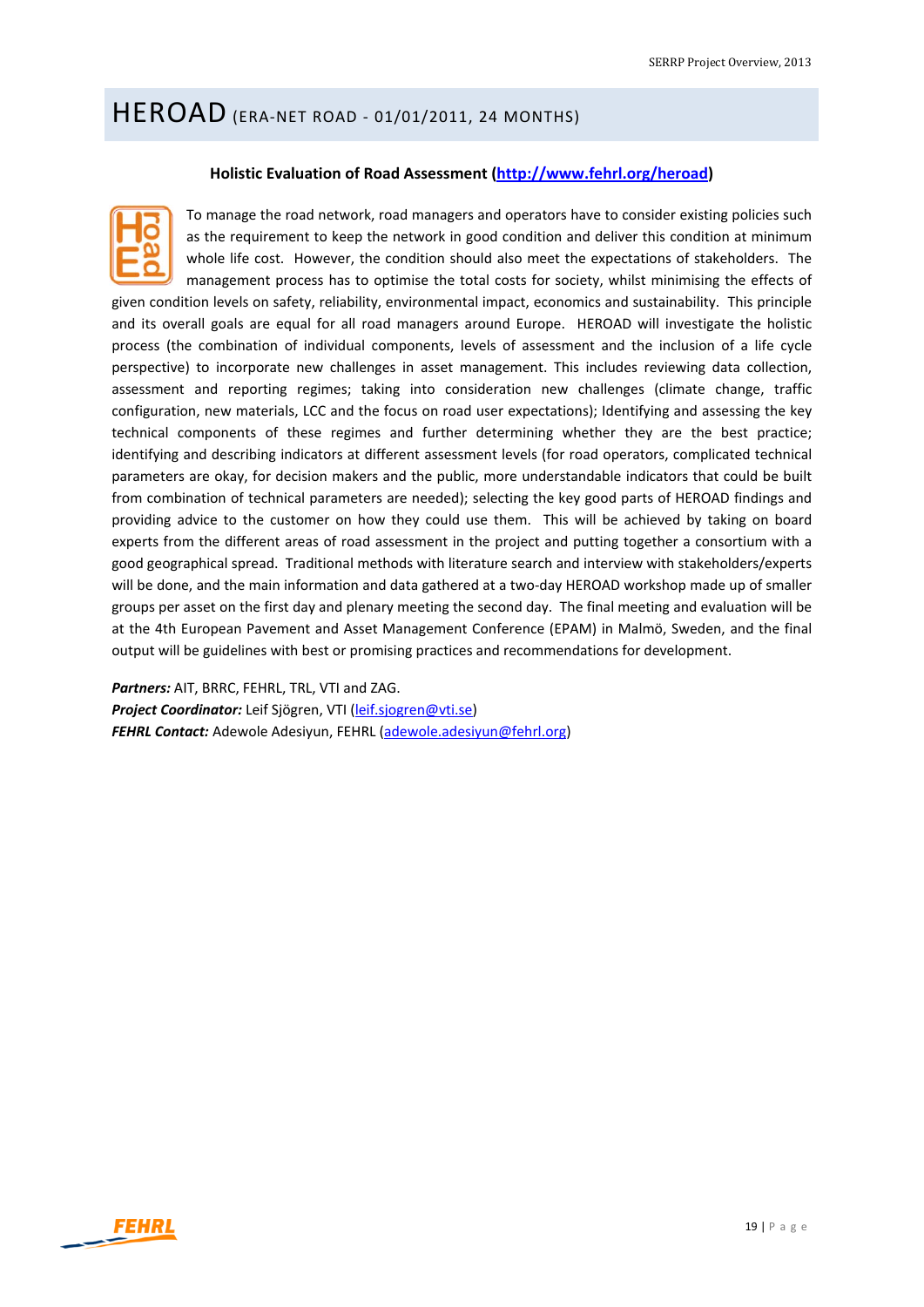# HEROAD (ERA-NET ROAD - 01/01/2011, 24 MONTHS)

**Holistic Evaluation of Road Assessment (http://www.fehrl.org/heroad)**

To manage the road network, road managers and operators have to consider existing policies such as the requirement to keep the network in good condition and deliver this condition at minimum whole life cost. However, the condition should also meet the expectations of stakeholders. The management process has to optimise the total costs for society, whilst minimising the effects of given condition levels on safety, reliability, environmental impact, economics and sustainability. This principle and its overall goals are equal for all road managers around Europe. HEROAD will investigate the holistic process (the combination of individual components, levels of assessment and the inclusion of a life cycle perspective) to incorporate new challenges in asset management. This includes reviewing data collection, assessment and reporting regimes; taking into consideration new challenges (climate change, traffic configuration, new materials, LCC and the focus on road user expectations); Identifying and assessing the key technical components of these regimes and further determining whether they are the best practice; identifying and describing indicators at different assessment levels (for road operators, complicated technical parameters are okay, for decision makers and the public, more understandable indicators that could be built from combination of technical parameters are needed); selecting the key good parts of HEROAD findings and providing advice to the customer on how they could use them. This will be achieved by taking on board experts from the different areas of road assessment in the project and putting together a consortium with a good geographical spread. Traditional methods with literature search and interview with stakeholders/experts will be done, and the main information and data gathered at a two-day HEROAD workshop made up of smaller groups per asset on the first day and plenary meeting the second day. The final meeting and evaluation will be at the 4th European Pavement and Asset Management Conference (EPAM) in Malmö, Sweden, and the final output will be guidelines with best or promising practices and recommendations for development.

***Partners:*** AIT, BRRC, FEHRL, TRL, VTI and ZAG.
***Project Coordinator:*** Leif Sjögren, VTI (leif.sjogren@vti.se)
***FEHRL Contact:*** Adewole Adesiyun, FEHRL (adewole.adesiyun@fehrl.org)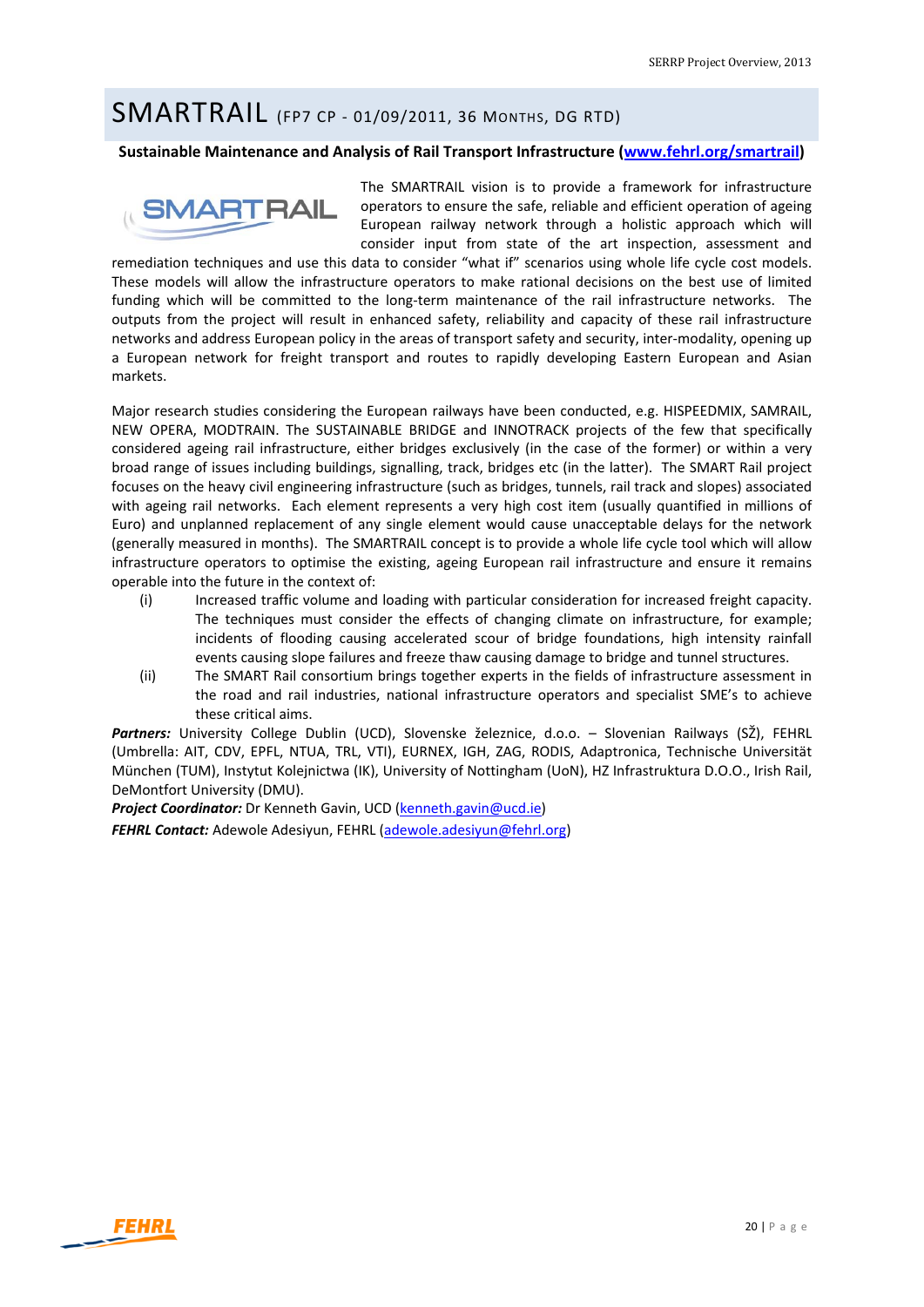# SMARTRAIL (FP7 CP - 01/09/2011, 36 Months, DG RTD)

**Sustainable Maintenance and Analysis of Rail Transport Infrastructure (www.fehrl.org/smartrail)**

The SMARTRAIL vision is to provide a framework for infrastructure operators to ensure the safe, reliable and efficient operation of ageing European railway network through a holistic approach which will consider input from state of the art inspection, assessment and remediation techniques and use this data to consider "what if" scenarios using whole life cycle cost models. These models will allow the infrastructure operators to make rational decisions on the best use of limited funding which will be committed to the long-term maintenance of the rail infrastructure networks. The outputs from the project will result in enhanced safety, reliability and capacity of these rail infrastructure networks and address European policy in the areas of transport safety and security, inter-modality, opening up a European network for freight transport and routes to rapidly developing Eastern European and Asian markets.

Major research studies considering the European railways have been conducted, e.g. HISPEEDMIX, SAMRAIL, NEW OPERA, MODTRAIN. The SUSTAINABLE BRIDGE and INNOTRACK projects of the few that specifically considered ageing rail infrastructure, either bridges exclusively (in the case of the former) or within a very broad range of issues including buildings, signalling, track, bridges etc (in the latter). The SMART Rail project focuses on the heavy civil engineering infrastructure (such as bridges, tunnels, rail track and slopes) associated with ageing rail networks. Each element represents a very high cost item (usually quantified in millions of Euro) and unplanned replacement of any single element would cause unacceptable delays for the network (generally measured in months). The SMARTRAIL concept is to provide a whole life cycle tool which will allow infrastructure operators to optimise the existing, ageing European rail infrastructure and ensure it remains operable into the future in the context of:

(i) Increased traffic volume and loading with particular consideration for increased freight capacity. The techniques must consider the effects of changing climate on infrastructure, for example; incidents of flooding causing accelerated scour of bridge foundations, high intensity rainfall events causing slope failures and freeze thaw causing damage to bridge and tunnel structures.

(ii) The SMART Rail consortium brings together experts in the fields of infrastructure assessment in the road and rail industries, national infrastructure operators and specialist SME's to achieve these critical aims.

***Partners:*** University College Dublin (UCD), Slovenske železnice, d.o.o. – Slovenian Railways (SŽ), FEHRL (Umbrella: AIT, CDV, EPFL, NTUA, TRL, VTI), EURNEX, IGH, ZAG, RODIS, Adaptronica, Technische Universität München (TUM), Instytut Kolejnictwa (IK), University of Nottingham (UoN), HZ Infrastruktura D.O.O., Irish Rail, DeMontfort University (DMU).

***Project Coordinator:*** Dr Kenneth Gavin, UCD (kenneth.gavin@ucd.ie)

***FEHRL Contact:*** Adewole Adesiyun, FEHRL (adewole.adesiyun@fehrl.org)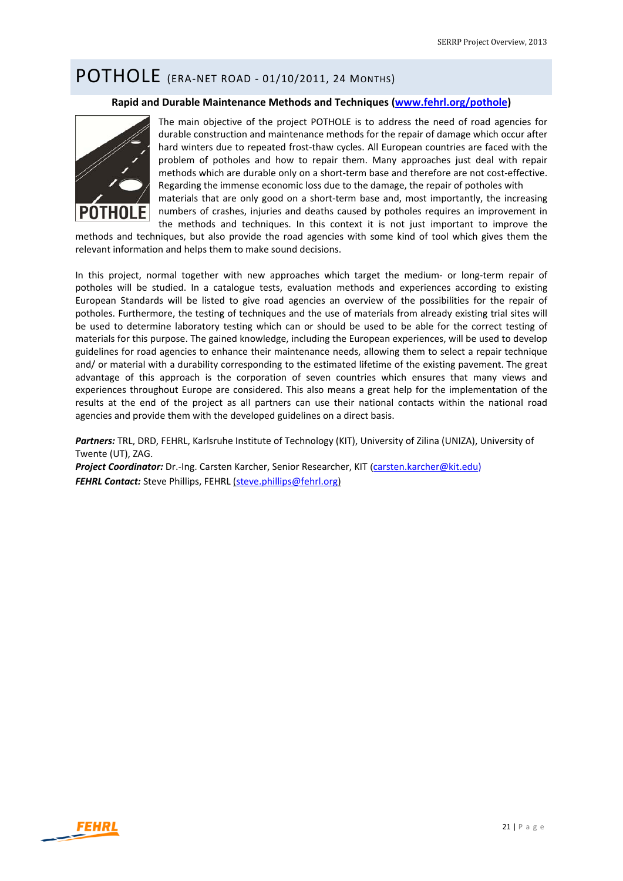# POTHOLE (ERA-NET ROAD - 01/10/2011, 24 MONTHS)

**Rapid and Durable Maintenance Methods and Techniques ([www.fehrl.org/pothole](www.fehrl.org/pothole))**

The main objective of the project POTHOLE is to address the need of road agencies for durable construction and maintenance methods for the repair of damage which occur after hard winters due to repeated frost-thaw cycles. All European countries are faced with the problem of potholes and how to repair them. Many approaches just deal with repair methods which are durable only on a short-term base and therefore are not cost-effective. Regarding the immense economic loss due to the damage, the repair of potholes with materials that are only good on a short-term base and, most importantly, the increasing numbers of crashes, injuries and deaths caused by potholes requires an improvement in the methods and techniques. In this context it is not just important to improve the methods and techniques, but also provide the road agencies with some kind of tool which gives them the relevant information and helps them to make sound decisions.

In this project, normal together with new approaches which target the medium- or long-term repair of potholes will be studied. In a catalogue tests, evaluation methods and experiences according to existing European Standards will be listed to give road agencies an overview of the possibilities for the repair of potholes. Furthermore, the testing of techniques and the use of materials from already existing trial sites will be used to determine laboratory testing which can or should be used to be able for the correct testing of materials for this purpose. The gained knowledge, including the European experiences, will be used to develop guidelines for road agencies to enhance their maintenance needs, allowing them to select a repair technique and/ or material with a durability corresponding to the estimated lifetime of the existing pavement. The great advantage of this approach is the corporation of seven countries which ensures that many views and experiences throughout Europe are considered. This also means a great help for the implementation of the results at the end of the project as all partners can use their national contacts within the national road agencies and provide them with the developed guidelines on a direct basis.

***Partners:*** TRL, DRD, FEHRL, Karlsruhe Institute of Technology (KIT), University of Zilina (UNIZA), University of Twente (UT), ZAG.

***Project Coordinator:*** Dr.-Ing. Carsten Karcher, Senior Researcher, KIT (carsten.karcher@kit.edu)

***FEHRL Contact:*** Steve Phillips, FEHRL (steve.phillips@fehrl.org)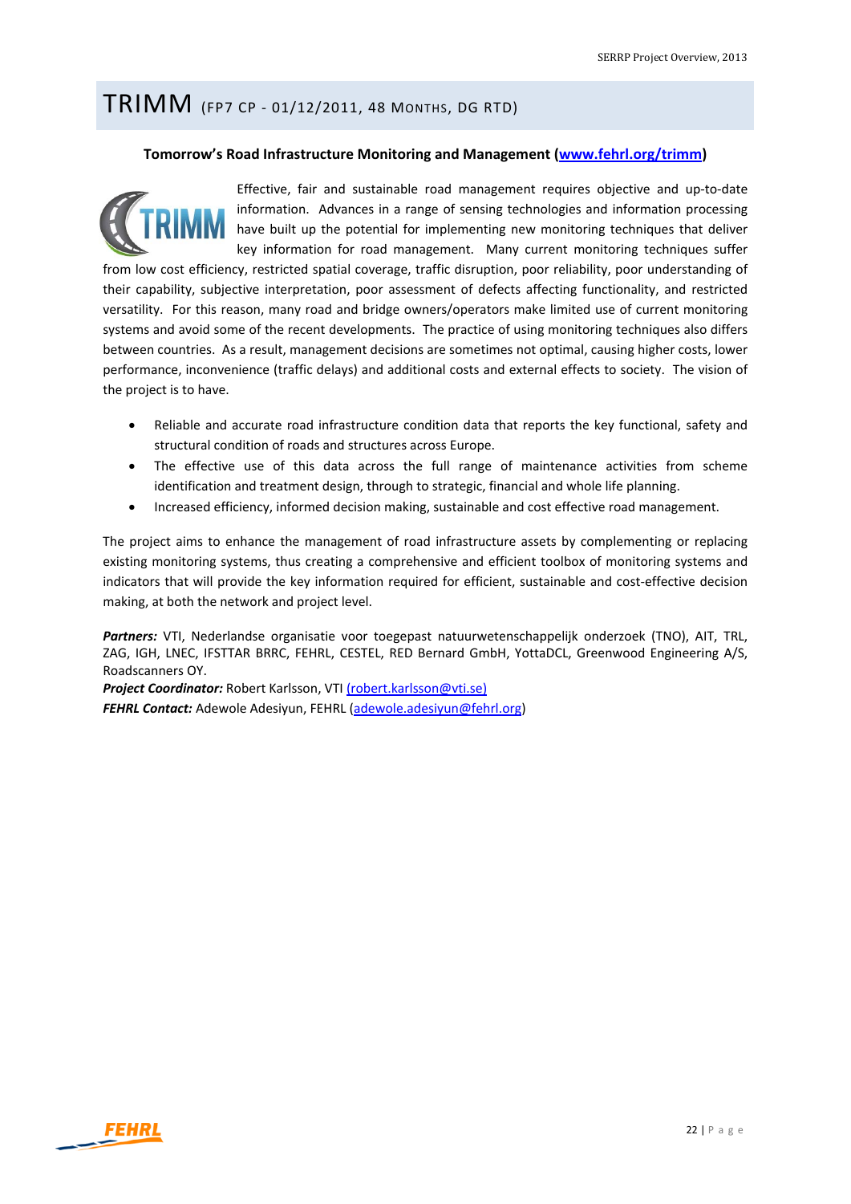# TRIMM (FP7 CP - 01/12/2011, 48 Months, DG RTD)

**Tomorrow's Road Infrastructure Monitoring and Management (www.fehrl.org/trimm)**

Effective, fair and sustainable road management requires objective and up-to-date information. Advances in a range of sensing technologies and information processing have built up the potential for implementing new monitoring techniques that deliver key information for road management. Many current monitoring techniques suffer from low cost efficiency, restricted spatial coverage, traffic disruption, poor reliability, poor understanding of their capability, subjective interpretation, poor assessment of defects affecting functionality, and restricted versatility. For this reason, many road and bridge owners/operators make limited use of current monitoring systems and avoid some of the recent developments. The practice of using monitoring techniques also differs between countries. As a result, management decisions are sometimes not optimal, causing higher costs, lower performance, inconvenience (traffic delays) and additional costs and external effects to society. The vision of the project is to have.

- Reliable and accurate road infrastructure condition data that reports the key functional, safety and structural condition of roads and structures across Europe.
- The effective use of this data across the full range of maintenance activities from scheme identification and treatment design, through to strategic, financial and whole life planning.
- Increased efficiency, informed decision making, sustainable and cost effective road management.

The project aims to enhance the management of road infrastructure assets by complementing or replacing existing monitoring systems, thus creating a comprehensive and efficient toolbox of monitoring systems and indicators that will provide the key information required for efficient, sustainable and cost-effective decision making, at both the network and project level.

***Partners:*** VTI, Nederlandse organisatie voor toegepast natuurwetenschappelijk onderzoek (TNO), AIT, TRL, ZAG, IGH, LNEC, IFSTTAR BRRC, FEHRL, CESTEL, RED Bernard GmbH, YottaDCL, Greenwood Engineering A/S, Roadscanners OY.

***Project Coordinator:*** Robert Karlsson, VTI (robert.karlsson@vti.se)

***FEHRL Contact:*** Adewole Adesiyun, FEHRL (adewole.adesiyun@fehrl.org)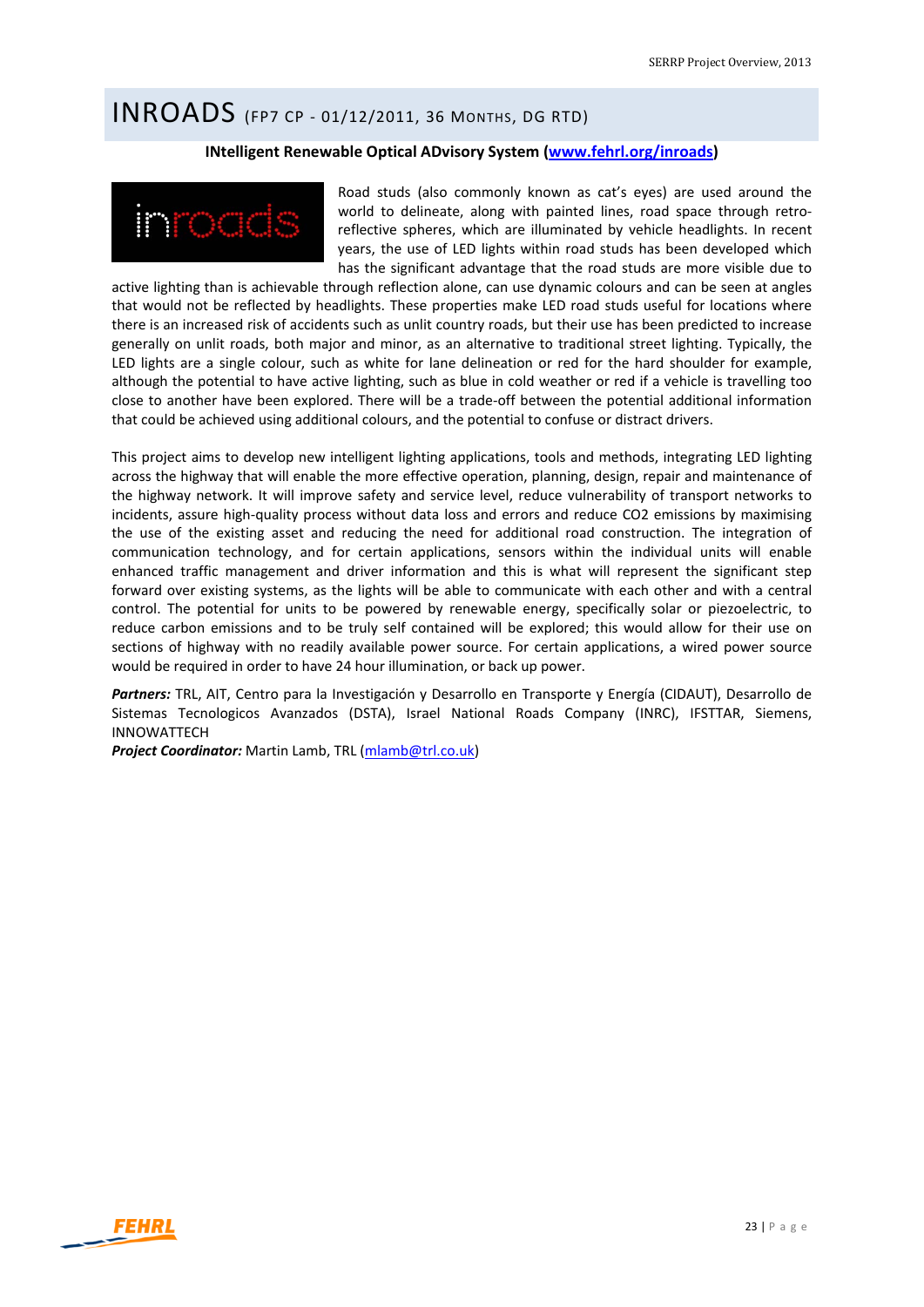# INROADS (FP7 CP - 01/12/2011, 36 MONTHS, DG RTD)

**INtelligent Renewable Optical ADvisory System ([www.fehrl.org/inroads](www.fehrl.org/inroads))**

Road studs (also commonly known as cat's eyes) are used around the world to delineate, along with painted lines, road space through retro-reflective spheres, which are illuminated by vehicle headlights. In recent years, the use of LED lights within road studs has been developed which has the significant advantage that the road studs are more visible due to active lighting than is achievable through reflection alone, can use dynamic colours and can be seen at angles that would not be reflected by headlights. These properties make LED road studs useful for locations where there is an increased risk of accidents such as unlit country roads, but their use has been predicted to increase generally on unlit roads, both major and minor, as an alternative to traditional street lighting. Typically, the LED lights are a single colour, such as white for lane delineation or red for the hard shoulder for example, although the potential to have active lighting, such as blue in cold weather or red if a vehicle is travelling too close to another have been explored. There will be a trade-off between the potential additional information that could be achieved using additional colours, and the potential to confuse or distract drivers.

This project aims to develop new intelligent lighting applications, tools and methods, integrating LED lighting across the highway that will enable the more effective operation, planning, design, repair and maintenance of the highway network. It will improve safety and service level, reduce vulnerability of transport networks to incidents, assure high-quality process without data loss and errors and reduce $CO_2$ emissions by maximising the use of the existing asset and reducing the need for additional road construction. The integration of communication technology, and for certain applications, sensors within the individual units will enable enhanced traffic management and driver information and this is what will represent the significant step forward over existing systems, as the lights will be able to communicate with each other and with a central control. The potential for units to be powered by renewable energy, specifically solar or piezoelectric, to reduce carbon emissions and to be truly self contained will be explored; this would allow for their use on sections of highway with no readily available power source. For certain applications, a wired power source would be required in order to have 24 hour illumination, or back up power.

***Partners:*** TRL, AIT, Centro para la Investigación y Desarrollo en Transporte y Energía (CIDAUT), Desarrollo de Sistemas Tecnologicos Avanzados (DSTA), Israel National Roads Company (INRC), IFSTTAR, Siemens, INNOWATTECH

***Project Coordinator:*** Martin Lamb, TRL ([mlamb@trl.co.uk](mailto:mlamb@trl.co.uk))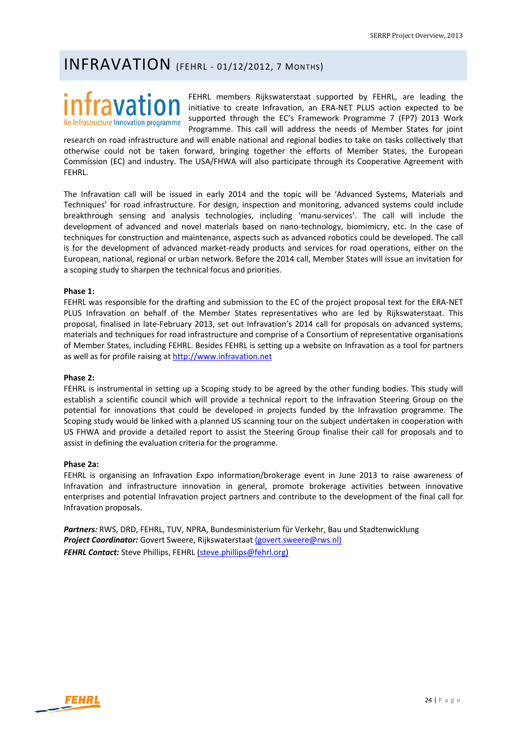# INFRAVATION (FEHRL - 01/12/2012, 7 MONTHS)

infravation
An Infrastructure Innovation programme

FEHRL members Rijkswaterstaat supported by FEHRL, are leading the initiative to create Infravation, an ERA-NET PLUS action expected to be supported through the EC's Framework Programme 7 (FP7) 2013 Work Programme. This call will address the needs of Member States for joint research on road infrastructure and will enable national and regional bodies to take on tasks collectively that otherwise could not be taken forward, bringing together the efforts of Member States, the European Commission (EC) and industry. The USA/FHWA will also participate through its Cooperative Agreement with FEHRL.

The Infravation call will be issued in early 2014 and the topic will be 'Advanced Systems, Materials and Techniques' for road infrastructure. For design, inspection and monitoring, advanced systems could include breakthrough sensing and analysis technologies, including 'manu-services'. The call will include the development of advanced and novel materials based on nano-technology, biomimicry, etc. In the case of techniques for construction and maintenance, aspects such as advanced robotics could be developed. The call is for the development of advanced market-ready products and services for road operations, either on the European, national, regional or urban network. Before the 2014 call, Member States will issue an invitation for a scoping study to sharpen the technical focus and priorities.

**Phase 1:**
FEHRL was responsible for the drafting and submission to the EC of the project proposal text for the ERA-NET PLUS Infravation on behalf of the Member States representatives who are led by Rijkswaterstaat. This proposal, finalised in late-February 2013, set out Infravation's 2014 call for proposals on advanced systems, materials and techniques for road infrastructure and comprise of a Consortium of representative organisations of Member States, including FEHRL. Besides FEHRL is setting up a website on Infravation as a tool for partners as well as for profile raising at http://www.infravation.net

**Phase 2:**
FEHRL is instrumental in setting up a Scoping study to be agreed by the other funding bodies. This study will establish a scientific council which will provide a technical report to the Infravation Steering Group on the potential for innovations that could be developed in projects funded by the Infravation programme. The Scoping study would be linked with a planned US scanning tour on the subject undertaken in cooperation with US FHWA and provide a detailed report to assist the Steering Group finalise their call for proposals and to assist in defining the evaluation criteria for the programme.

**Phase 2a:**
FEHRL is organising an Infravation Expo information/brokerage event in June 2013 to raise awareness of Infravation and infrastructure innovation in general, promote brokerage activities between innovative enterprises and potential Infravation project partners and contribute to the development of the final call for Infravation proposals.

***Partners:*** RWS, DRD, FEHRL, TUV, NPRA, Bundesministerium für Verkehr, Bau und Stadtenwicklung
***Project Coordinator:*** Govert Sweere, Rijkswaterstaat (govert.sweere@rws.nl)
***FEHRL Contact:*** Steve Phillips, FEHRL (steve.phillips@fehrl.org)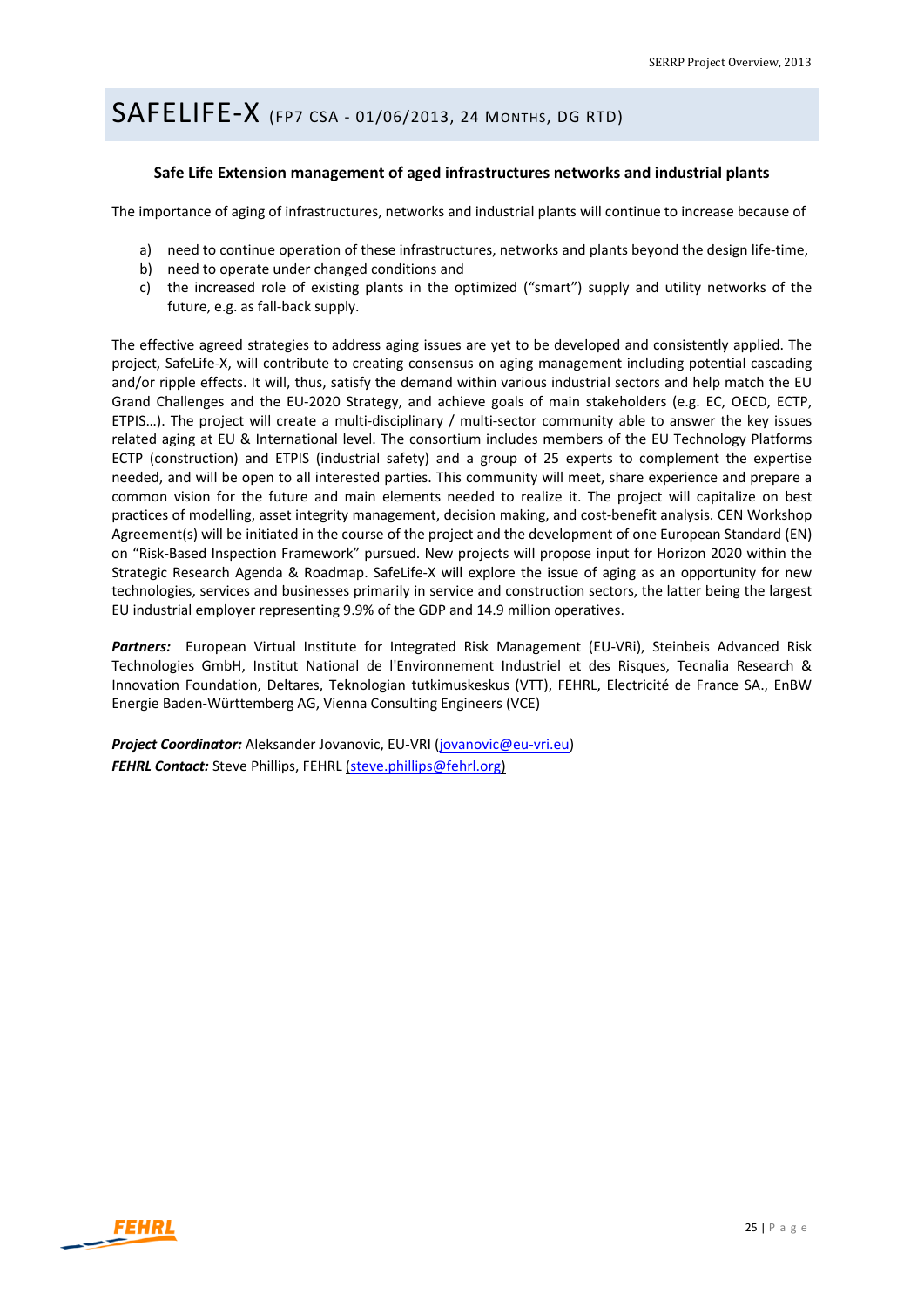# SAFELIFE-X (FP7 CSA - 01/06/2013, 24 MONTHS, DG RTD)

**Safe Life Extension management of aged infrastructures networks and industrial plants**

The importance of aging of infrastructures, networks and industrial plants will continue to increase because of

a) need to continue operation of these infrastructures, networks and plants beyond the design life-time,
b) need to operate under changed conditions and
c) the increased role of existing plants in the optimized ("smart") supply and utility networks of the future, e.g. as fall-back supply.

The effective agreed strategies to address aging issues are yet to be developed and consistently applied. The project, SafeLife-X, will contribute to creating consensus on aging management including potential cascading and/or ripple effects. It will, thus, satisfy the demand within various industrial sectors and help match the EU Grand Challenges and the EU-2020 Strategy, and achieve goals of main stakeholders (e.g. EC, OECD, ECTP, ETPIS…). The project will create a multi-disciplinary / multi-sector community able to answer the key issues related aging at EU & International level. The consortium includes members of the EU Technology Platforms ECTP (construction) and ETPIS (industrial safety) and a group of 25 experts to complement the expertise needed, and will be open to all interested parties. This community will meet, share experience and prepare a common vision for the future and main elements needed to realize it. The project will capitalize on best practices of modelling, asset integrity management, decision making, and cost-benefit analysis. CEN Workshop Agreement(s) will be initiated in the course of the project and the development of one European Standard (EN) on "Risk-Based Inspection Framework" pursued. New projects will propose input for Horizon 2020 within the Strategic Research Agenda & Roadmap. SafeLife-X will explore the issue of aging as an opportunity for new technologies, services and businesses primarily in service and construction sectors, the latter being the largest EU industrial employer representing 9.9% of the GDP and 14.9 million operatives.

***Partners:*** European Virtual Institute for Integrated Risk Management (EU-VRi), Steinbeis Advanced Risk Technologies GmbH, Institut National de l'Environnement Industriel et des Risques, Tecnalia Research & Innovation Foundation, Deltares, Teknologian tutkimuskeskus (VTT), FEHRL, Electricité de France SA., EnBW Energie Baden-Württemberg AG, Vienna Consulting Engineers (VCE)

***Project Coordinator:*** Aleksander Jovanovic, EU-VRI (jovanovic@eu-vri.eu)
***FEHRL Contact:*** Steve Phillips, FEHRL (steve.phillips@fehrl.org)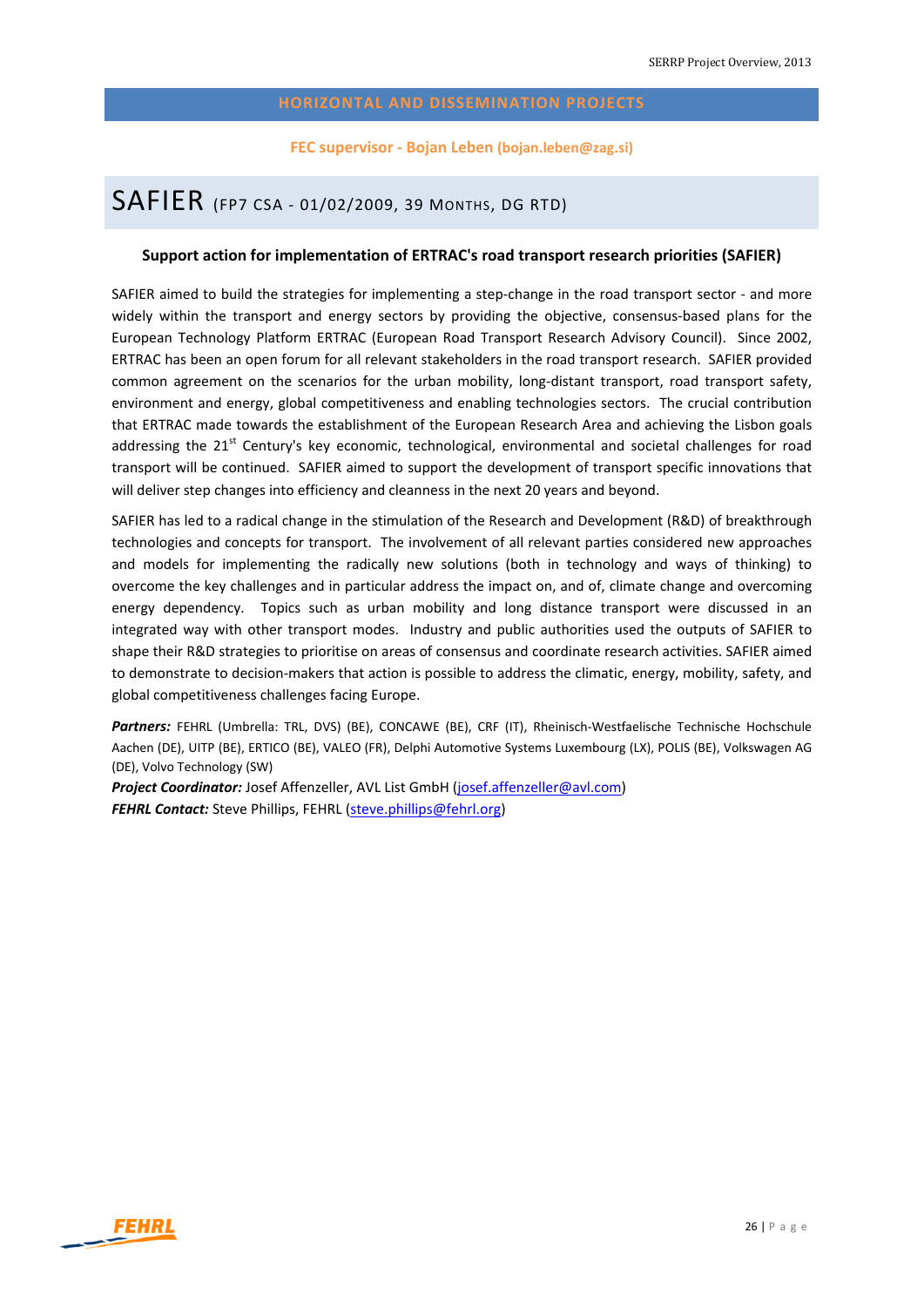## HORIZONTAL AND DISSEMINATION PROJECTS

**FEC supervisor - Bojan Leben (bojan.leben@zag.si)**

# SAFIER (FP7 CSA - 01/02/2009, 39 MONTHS, DG RTD)

### Support action for implementation of ERTRAC's road transport research priorities (SAFIER)

SAFIER aimed to build the strategies for implementing a step-change in the road transport sector - and more widely within the transport and energy sectors by providing the objective, consensus-based plans for the European Technology Platform ERTRAC (European Road Transport Research Advisory Council). Since 2002, ERTRAC has been an open forum for all relevant stakeholders in the road transport research. SAFIER provided common agreement on the scenarios for the urban mobility, long-distant transport, road transport safety, environment and energy, global competitiveness and enabling technologies sectors. The crucial contribution that ERTRAC made towards the establishment of the European Research Area and achieving the Lisbon goals addressing the 21st Century's key economic, technological, environmental and societal challenges for road transport will be continued. SAFIER aimed to support the development of transport specific innovations that will deliver step changes into efficiency and cleanness in the next 20 years and beyond.

SAFIER has led to a radical change in the stimulation of the Research and Development (R&D) of breakthrough technologies and concepts for transport. The involvement of all relevant parties considered new approaches and models for implementing the radically new solutions (both in technology and ways of thinking) to overcome the key challenges and in particular address the impact on, and of, climate change and overcoming energy dependency. Topics such as urban mobility and long distance transport were discussed in an integrated way with other transport modes. Industry and public authorities used the outputs of SAFIER to shape their R&D strategies to prioritise on areas of consensus and coordinate research activities. SAFIER aimed to demonstrate to decision-makers that action is possible to address the climatic, energy, mobility, safety, and global competitiveness challenges facing Europe.

***Partners:*** FEHRL (Umbrella: TRL, DVS) (BE), CONCAWE (BE), CRF (IT), Rheinisch-Westfaelische Technische Hochschule Aachen (DE), UITP (BE), ERTICO (BE), VALEO (FR), Delphi Automotive Systems Luxembourg (LX), POLIS (BE), Volkswagen AG (DE), Volvo Technology (SW)

***Project Coordinator:*** Josef Affenzeller, AVL List GmbH (josef.affenzeller@avl.com)

***FEHRL Contact:*** Steve Phillips, FEHRL (steve.phillips@fehrl.org)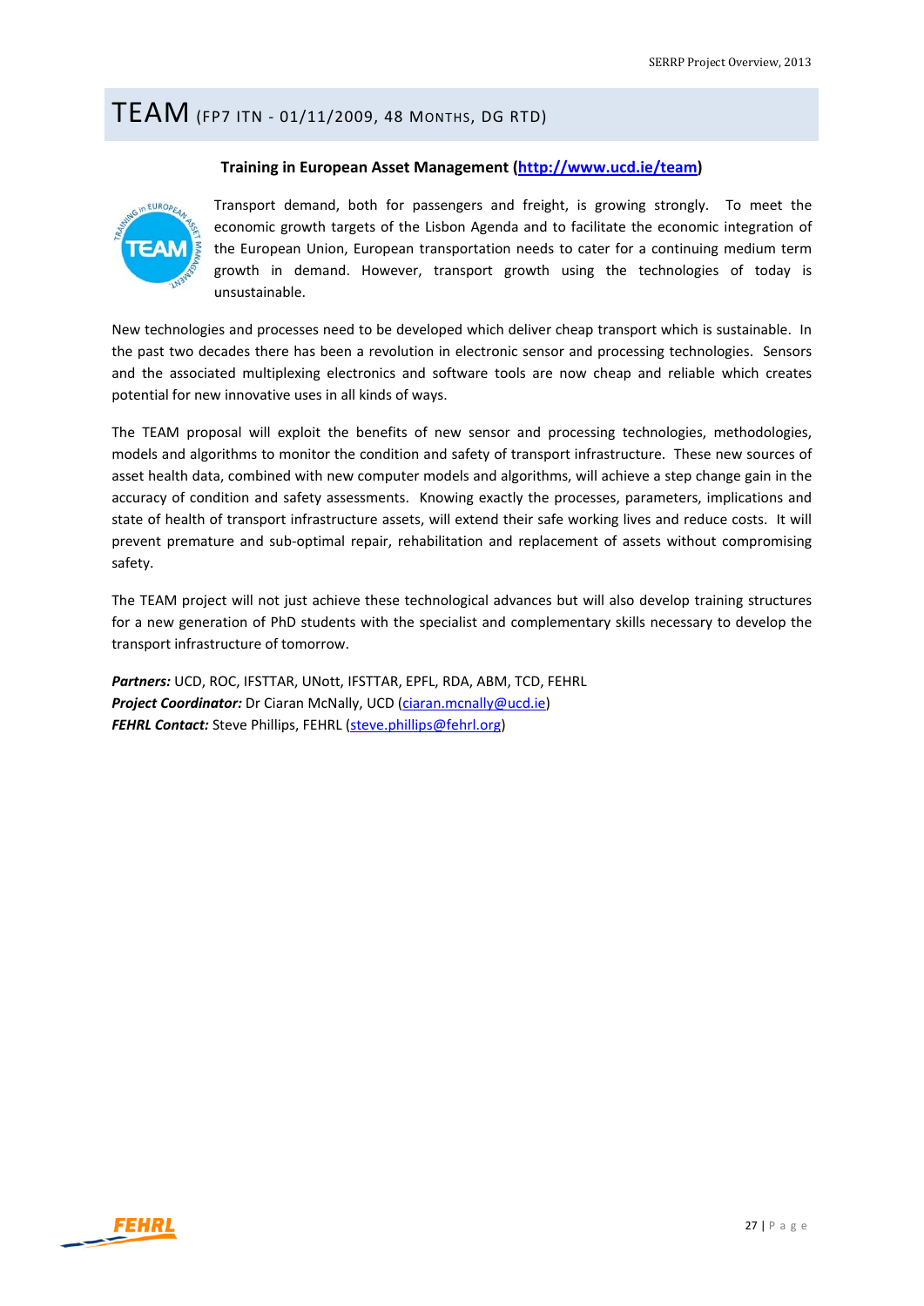# TEAM (FP7 ITN - 01/11/2009, 48 MONTHS, DG RTD)

**Training in European Asset Management (http://www.ucd.ie/team)**

Transport demand, both for passengers and freight, is growing strongly. To meet the economic growth targets of the Lisbon Agenda and to facilitate the economic integration of the European Union, European transportation needs to cater for a continuing medium term growth in demand. However, transport growth using the technologies of today is unsustainable.

New technologies and processes need to be developed which deliver cheap transport which is sustainable. In the past two decades there has been a revolution in electronic sensor and processing technologies. Sensors and the associated multiplexing electronics and software tools are now cheap and reliable which creates potential for new innovative uses in all kinds of ways.

The TEAM proposal will exploit the benefits of new sensor and processing technologies, methodologies, models and algorithms to monitor the condition and safety of transport infrastructure. These new sources of asset health data, combined with new computer models and algorithms, will achieve a step change gain in the accuracy of condition and safety assessments. Knowing exactly the processes, parameters, implications and state of health of transport infrastructure assets, will extend their safe working lives and reduce costs. It will prevent premature and sub-optimal repair, rehabilitation and replacement of assets without compromising safety.

The TEAM project will not just achieve these technological advances but will also develop training structures for a new generation of PhD students with the specialist and complementary skills necessary to develop the transport infrastructure of tomorrow.

***Partners:*** UCD, ROC, IFSTTAR, UNott, IFSTTAR, EPFL, RDA, ABM, TCD, FEHRL
***Project Coordinator:*** Dr Ciaran McNally, UCD (ciaran.mcnally@ucd.ie)
***FEHRL Contact:*** Steve Phillips, FEHRL (steve.phillips@fehrl.org)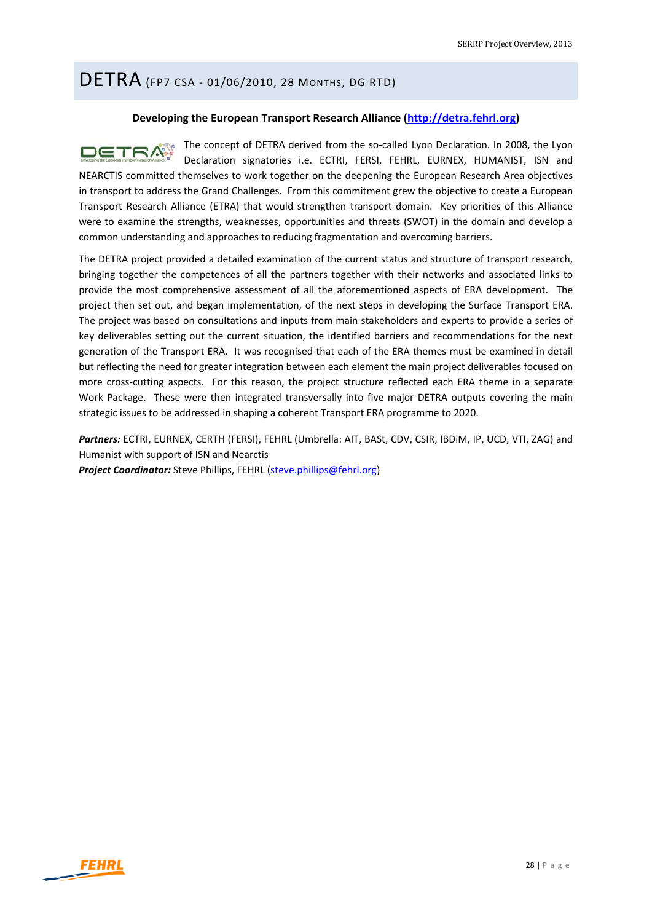# DETRA (FP7 CSA - 01/06/2010, 28 MONTHS, DG RTD)

**Developing the European Transport Research Alliance (http://detra.fehrl.org)**

The concept of DETRA derived from the so-called Lyon Declaration. In 2008, the Lyon Declaration signatories i.e. ECTRI, FERSI, FEHRL, EURNEX, HUMANIST, ISN and NEARCTIS committed themselves to work together on the deepening the European Research Area objectives in transport to address the Grand Challenges. From this commitment grew the objective to create a European Transport Research Alliance (ETRA) that would strengthen transport domain. Key priorities of this Alliance were to examine the strengths, weaknesses, opportunities and threats (SWOT) in the domain and develop a common understanding and approaches to reducing fragmentation and overcoming barriers.

The DETRA project provided a detailed examination of the current status and structure of transport research, bringing together the competences of all the partners together with their networks and associated links to provide the most comprehensive assessment of all the aforementioned aspects of ERA development. The project then set out, and began implementation, of the next steps in developing the Surface Transport ERA. The project was based on consultations and inputs from main stakeholders and experts to provide a series of key deliverables setting out the current situation, the identified barriers and recommendations for the next generation of the Transport ERA. It was recognised that each of the ERA themes must be examined in detail but reflecting the need for greater integration between each element the main project deliverables focused on more cross-cutting aspects. For this reason, the project structure reflected each ERA theme in a separate Work Package. These were then integrated transversally into five major DETRA outputs covering the main strategic issues to be addressed in shaping a coherent Transport ERA programme to 2020.

***Partners:*** ECTRI, EURNEX, CERTH (FERSI), FEHRL (Umbrella: AIT, BASt, CDV, CSIR, IBDiM, IP, UCD, VTI, ZAG) and Humanist with support of ISN and Nearctis
***Project Coordinator:*** Steve Phillips, FEHRL (steve.phillips@fehrl.org)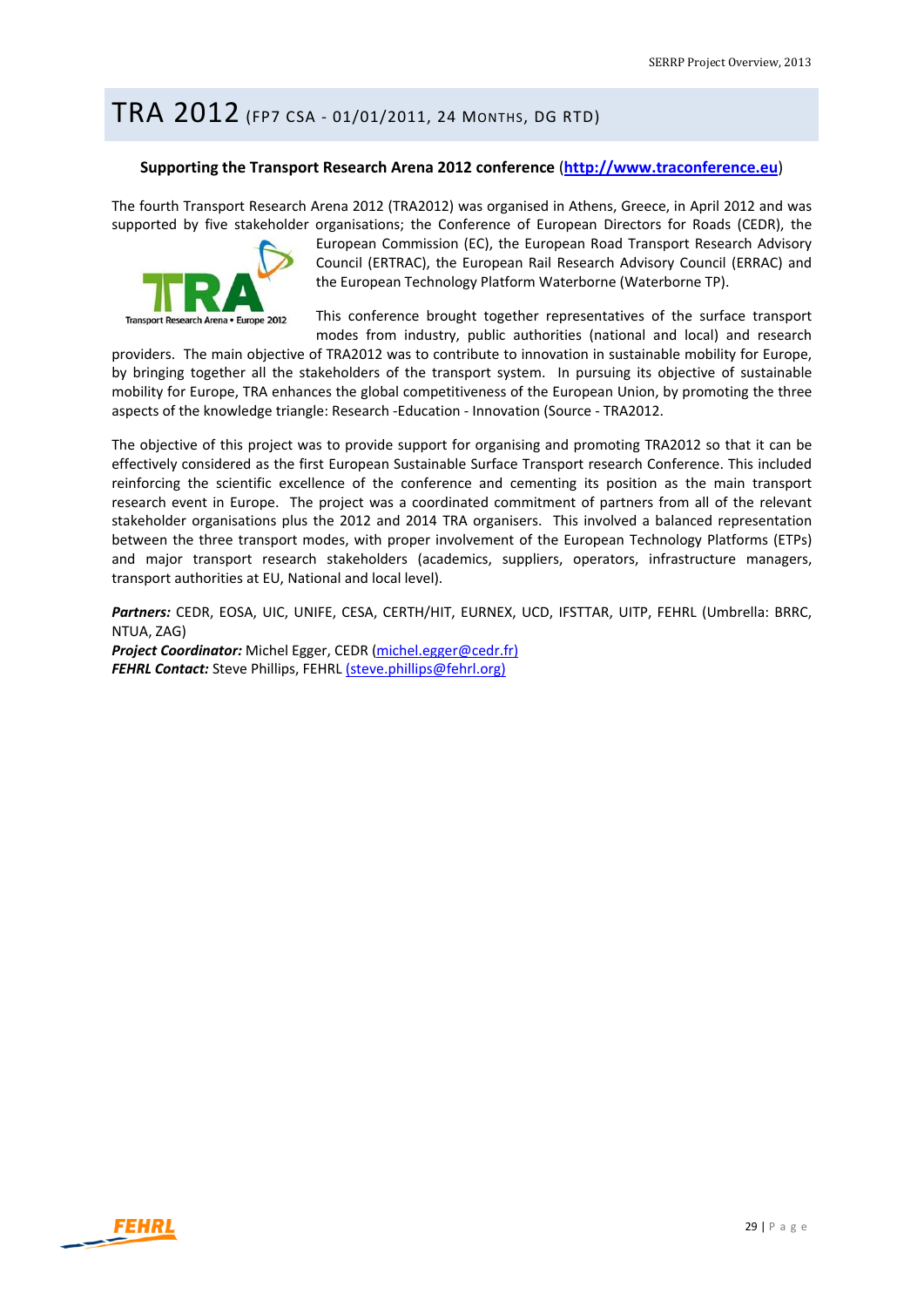# TRA 2012 (FP7 CSA - 01/01/2011, 24 MONTHS, DG RTD)

**Supporting the Transport Research Arena 2012 conference** (**http://www.traconference.eu**)

The fourth Transport Research Arena 2012 (TRA2012) was organised in Athens, Greece, in April 2012 and was supported by five stakeholder organisations; the Conference of European Directors for Roads (CEDR), the European Commission (EC), the European Road Transport Research Advisory Council (ERTRAC), the European Rail Research Advisory Council (ERRAC) and the European Technology Platform Waterborne (Waterborne TP).

This conference brought together representatives of the surface transport modes from industry, public authorities (national and local) and research providers. The main objective of TRA2012 was to contribute to innovation in sustainable mobility for Europe, by bringing together all the stakeholders of the transport system. In pursuing its objective of sustainable mobility for Europe, TRA enhances the global competitiveness of the European Union, by promoting the three aspects of the knowledge triangle: Research -Education - Innovation (Source - TRA2012.

The objective of this project was to provide support for organising and promoting TRA2012 so that it can be effectively considered as the first European Sustainable Surface Transport research Conference. This included reinforcing the scientific excellence of the conference and cementing its position as the main transport research event in Europe. The project was a coordinated commitment of partners from all of the relevant stakeholder organisations plus the 2012 and 2014 TRA organisers. This involved a balanced representation between the three transport modes, with proper involvement of the European Technology Platforms (ETPs) and major transport research stakeholders (academics, suppliers, operators, infrastructure managers, transport authorities at EU, National and local level).

***Partners:*** CEDR, EOSA, UIC, UNIFE, CESA, CERTH/HIT, EURNEX, UCD, IFSTTAR, UITP, FEHRL (Umbrella: BRRC, NTUA, ZAG)
***Project Coordinator:*** Michel Egger, CEDR (michel.egger@cedr.fr)
***FEHRL Contact:*** Steve Phillips, FEHRL (steve.phillips@fehrl.org)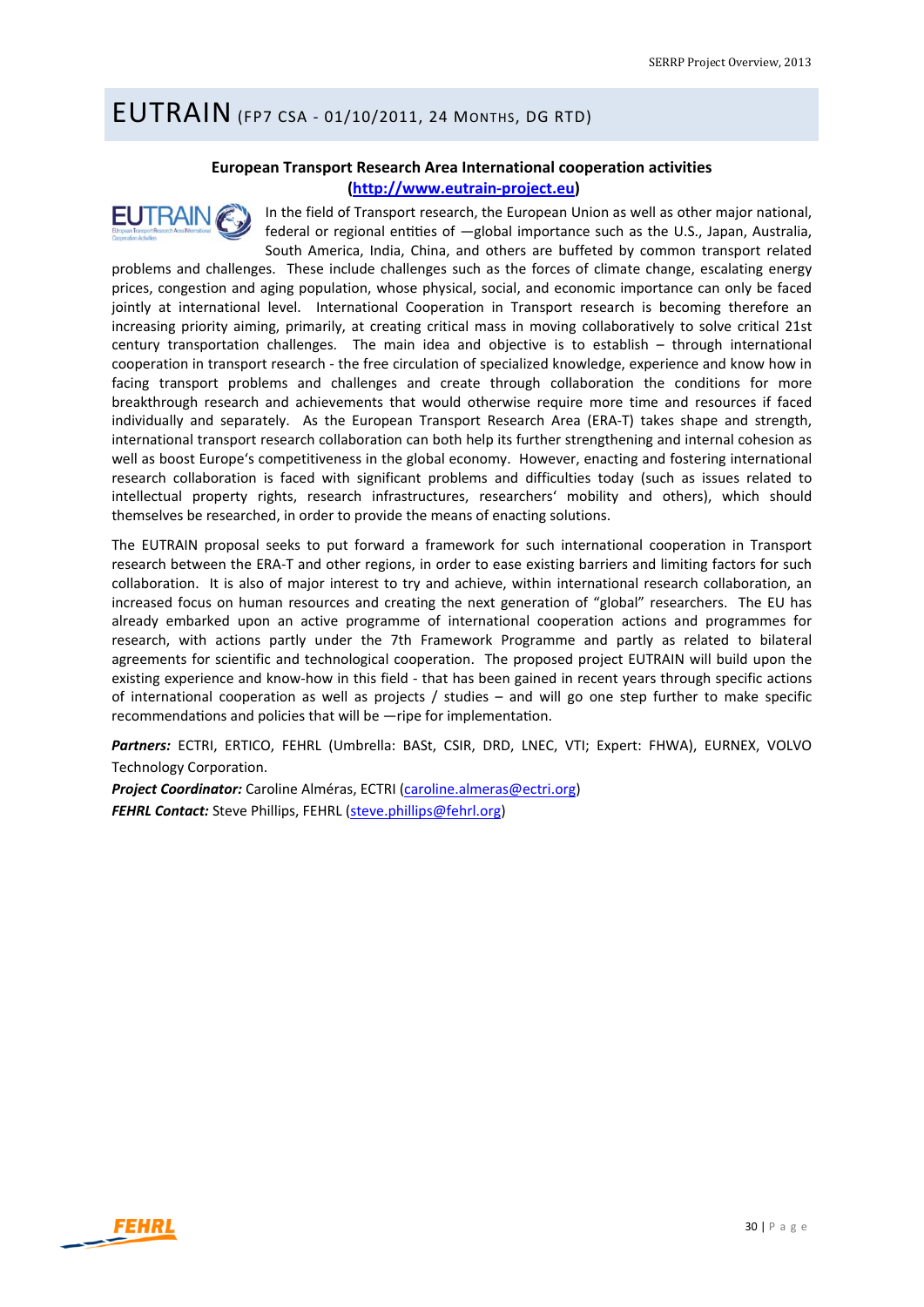# EUTRAIN (FP7 CSA - 01/10/2011, 24 MONTHS, DG RTD)

**European Transport Research Area International cooperation activities**
**(http://www.eutrain-project.eu)**

In the field of Transport research, the European Union as well as other major national, federal or regional entities of —global importance such as the U.S., Japan, Australia, South America, India, China, and others are buffeted by common transport related problems and challenges. These include challenges such as the forces of climate change, escalating energy prices, congestion and aging population, whose physical, social, and economic importance can only be faced jointly at international level. International Cooperation in Transport research is becoming therefore an increasing priority aiming, primarily, at creating critical mass in moving collaboratively to solve critical 21st century transportation challenges. The main idea and objective is to establish – through international cooperation in transport research - the free circulation of specialized knowledge, experience and know how in facing transport problems and challenges and create through collaboration the conditions for more breakthrough research and achievements that would otherwise require more time and resources if faced individually and separately. As the European Transport Research Area (ERA-T) takes shape and strength, international transport research collaboration can both help its further strengthening and internal cohesion as well as boost Europe's competitiveness in the global economy. However, enacting and fostering international research collaboration is faced with significant problems and difficulties today (such as issues related to intellectual property rights, research infrastructures, researchers' mobility and others), which should themselves be researched, in order to provide the means of enacting solutions.

The EUTRAIN proposal seeks to put forward a framework for such international cooperation in Transport research between the ERA-T and other regions, in order to ease existing barriers and limiting factors for such collaboration. It is also of major interest to try and achieve, within international research collaboration, an increased focus on human resources and creating the next generation of "global" researchers. The EU has already embarked upon an active programme of international cooperation actions and programmes for research, with actions partly under the 7th Framework Programme and partly as related to bilateral agreements for scientific and technological cooperation. The proposed project EUTRAIN will build upon the existing experience and know-how in this field - that has been gained in recent years through specific actions of international cooperation as well as projects / studies – and will go one step further to make specific recommendations and policies that will be —ripe for implementation.

***Partners:*** ECTRI, ERTICO, FEHRL (Umbrella: BASt, CSIR, DRD, LNEC, VTI; Expert: FHWA), EURNEX, VOLVO Technology Corporation.

***Project Coordinator:*** Caroline Alméras, ECTRI (caroline.almeras@ectri.org)

***FEHRL Contact:*** Steve Phillips, FEHRL (steve.phillips@fehrl.org)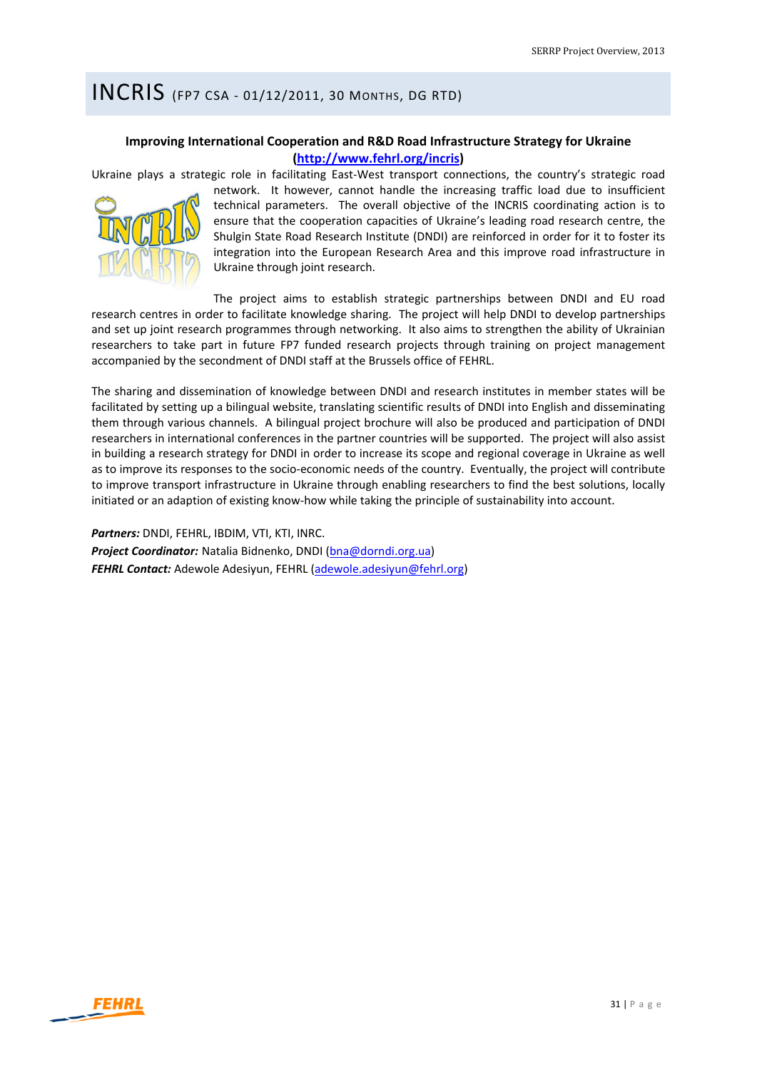# INCRIS (FP7 CSA - 01/12/2011, 30 MONTHS, DG RTD)

**Improving International Cooperation and R&D Road Infrastructure Strategy for Ukraine (http://www.fehrl.org/incris)**

Ukraine plays a strategic role in facilitating East-West transport connections, the country's strategic road network. It however, cannot handle the increasing traffic load due to insufficient technical parameters. The overall objective of the INCRIS coordinating action is to ensure that the cooperation capacities of Ukraine's leading road research centre, the Shulgin State Road Research Institute (DNDI) are reinforced in order for it to foster its integration into the European Research Area and this improve road infrastructure in Ukraine through joint research.

The project aims to establish strategic partnerships between DNDI and EU road research centres in order to facilitate knowledge sharing. The project will help DNDI to develop partnerships and set up joint research programmes through networking. It also aims to strengthen the ability of Ukrainian researchers to take part in future FP7 funded research projects through training on project management accompanied by the secondment of DNDI staff at the Brussels office of FEHRL.

The sharing and dissemination of knowledge between DNDI and research institutes in member states will be facilitated by setting up a bilingual website, translating scientific results of DNDI into English and disseminating them through various channels. A bilingual project brochure will also be produced and participation of DNDI researchers in international conferences in the partner countries will be supported. The project will also assist in building a research strategy for DNDI in order to increase its scope and regional coverage in Ukraine as well as to improve its responses to the socio-economic needs of the country. Eventually, the project will contribute to improve transport infrastructure in Ukraine through enabling researchers to find the best solutions, locally initiated or an adaption of existing know-how while taking the principle of sustainability into account.

***Partners:*** DNDI, FEHRL, IBDIM, VTI, KTI, INRC.
***Project Coordinator:*** Natalia Bidnenko, DNDI (bna@dorndi.org.ua)
***FEHRL Contact:*** Adewole Adesiyun, FEHRL (adewole.adesiyun@fehrl.org)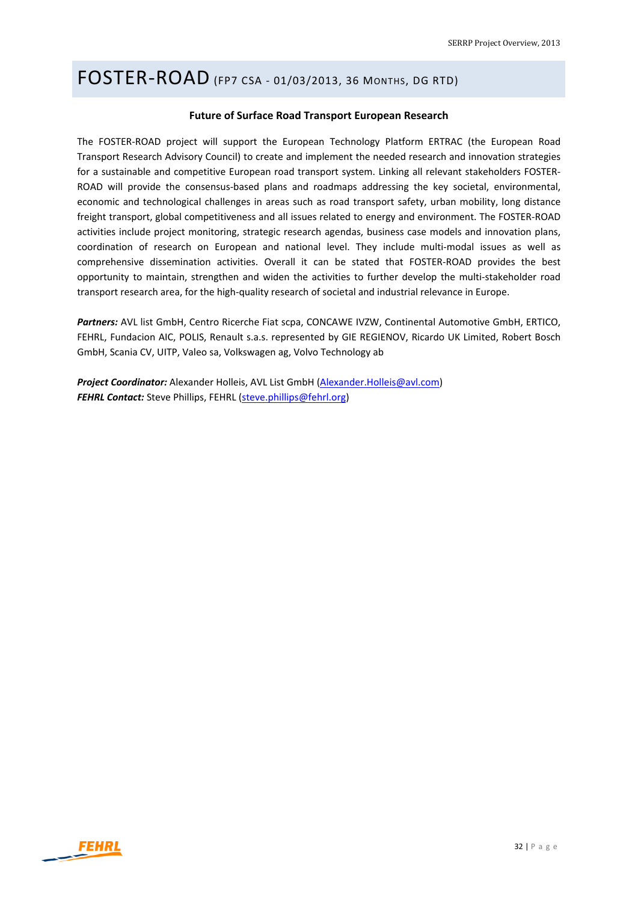# FOSTER-ROAD (FP7 CSA - 01/03/2013, 36 MONTHS, DG RTD)

**Future of Surface Road Transport European Research**

The FOSTER-ROAD project will support the European Technology Platform ERTRAC (the European Road Transport Research Advisory Council) to create and implement the needed research and innovation strategies for a sustainable and competitive European road transport system. Linking all relevant stakeholders FOSTER-ROAD will provide the consensus-based plans and roadmaps addressing the key societal, environmental, economic and technological challenges in areas such as road transport safety, urban mobility, long distance freight transport, global competitiveness and all issues related to energy and environment. The FOSTER-ROAD activities include project monitoring, strategic research agendas, business case models and innovation plans, coordination of research on European and national level. They include multi-modal issues as well as comprehensive dissemination activities. Overall it can be stated that FOSTER-ROAD provides the best opportunity to maintain, strengthen and widen the activities to further develop the multi-stakeholder road transport research area, for the high-quality research of societal and industrial relevance in Europe.

***Partners:*** AVL list GmbH, Centro Ricerche Fiat scpa, CONCAWE IVZW, Continental Automotive GmbH, ERTICO, FEHRL, Fundacion AIC, POLIS, Renault s.a.s. represented by GIE REGIENOV, Ricardo UK Limited, Robert Bosch GmbH, Scania CV, UITP, Valeo sa, Volkswagen ag, Volvo Technology ab

***Project Coordinator:*** Alexander Holleis, AVL List GmbH (Alexander.Holleis@avl.com)
***FEHRL Contact:*** Steve Phillips, FEHRL (steve.phillips@fehrl.org)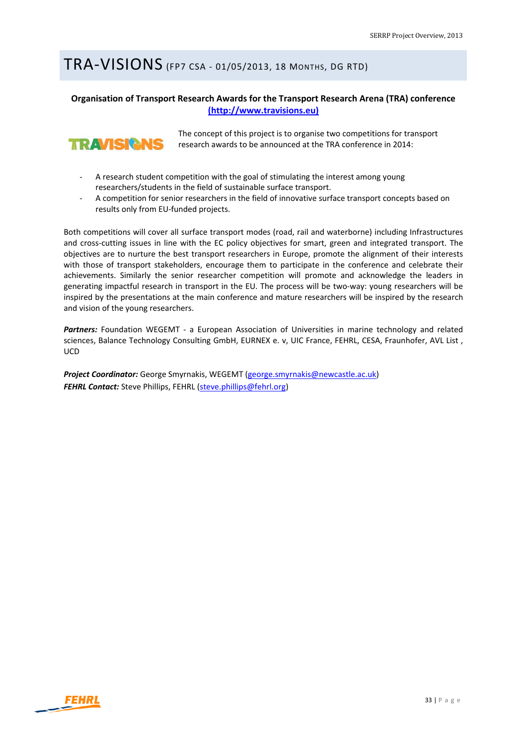# TRA-VISIONS (FP7 CSA - 01/05/2013, 18 MONTHS, DG RTD)

**Organisation of Transport Research Awards for the Transport Research Arena (TRA) conference (http://www.travisions.eu)**

The concept of this project is to organise two competitions for transport research awards to be announced at the TRA conference in 2014:

- A research student competition with the goal of stimulating the interest among young researchers/students in the field of sustainable surface transport.
- A competition for senior researchers in the field of innovative surface transport concepts based on results only from EU-funded projects.

Both competitions will cover all surface transport modes (road, rail and waterborne) including Infrastructures and cross-cutting issues in line with the EC policy objectives for smart, green and integrated transport. The objectives are to nurture the best transport researchers in Europe, promote the alignment of their interests with those of transport stakeholders, encourage them to participate in the conference and celebrate their achievements. Similarly the senior researcher competition will promote and acknowledge the leaders in generating impactful research in transport in the EU. The process will be two-way: young researchers will be inspired by the presentations at the main conference and mature researchers will be inspired by the research and vision of the young researchers.

***Partners:*** Foundation WEGEMT - a European Association of Universities in marine technology and related sciences, Balance Technology Consulting GmbH, EURNEX e. v, UIC France, FEHRL, CESA, Fraunhofer, AVL List , UCD

***Project Coordinator:*** George Smyrnakis, WEGEMT (george.smyrnakis@newcastle.ac.uk)
***FEHRL Contact:*** Steve Phillips, FEHRL (steve.phillips@fehrl.org)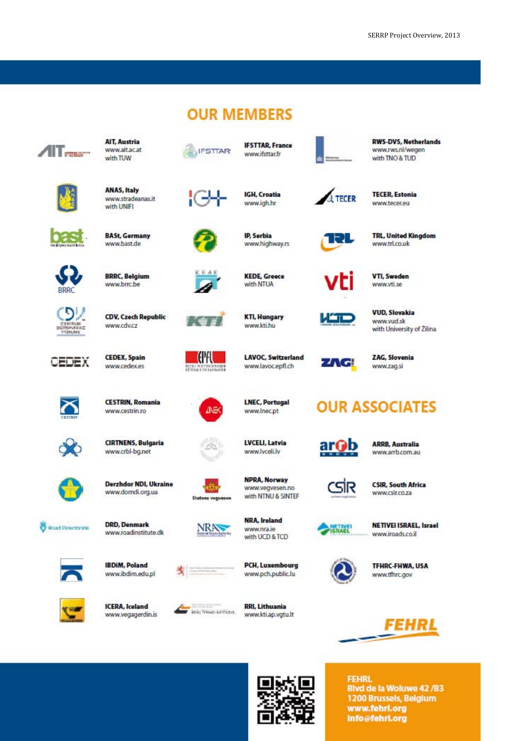# OUR MEMBERS

**AIT, Austria**
www.ait.ac.at
with TUW

**ANAS, Italy**
www.stradeanas.it
with UNIFI

**BASt, Germany**
www.bast.de

**BRRC, Belgium**
www.brrc.be

**CDV, Czech Republic**
www.cdv.cz

**CEDEX, Spain**
www.cedex.es

**CESTRIN, Romania**
www.cestrin.ro

**CIRTNENS, Bulgaria**
www.crbl-bg.net

**Derzhdor NDI, Ukraine**
www.dorndi.org.ua

**DRD, Denmark**
www.roadinstitute.dk

**IBDiM, Poland**
www.ibdim.edu.pl

**ICERA, Iceland**
www.vegagerdin.is

**IFSTTAR, France**
www.ifsttar.fr

**IGH, Croatia**
www.igh.hr

**IP, Serbia**
www.highway.rs

**KEDE, Greece**
with NTUA

**KTI, Hungary**
www.kti.hu

**LAVOC, Switzerland**
www.lavoc.epfl.ch

**LNEC, Portugal**
www.lnec.pt

**LVCELI, Latvia**
www.lvceli.lv

**NPRA, Norway**
www.vegvesen.no
with NTNU & SINTEF

**NRA, Ireland**
www.nra.ie
with UCD & TCD

**PCH, Luxembourg**
www.pch.public.lu

**RRI, Lithuania**
www.kti.ap.vgtu.lt

**RWS-DVS, Netherlands**
www.rws.nl/wegen
with TNO & TUD

**TECER, Estonia**
www.tecer.eu

**TRL, United Kingdom**
www.trl.co.uk

**VTI, Sweden**
www.vti.se

**VUD, Slovakia**
www.vud.sk
with University of Žilina

**ZAG, Slovenia**
www.zag.si

# OUR ASSOCIATES

**ARRB, Australia**
www.arrb.com.au

**CSIR, South Africa**
www.csir.co.za

**NETIVEI ISRAEL, Israel**
www.iroads.co.il

**TFHRC-FHWA, USA**
www.tfhrc.gov

**FEHRL**
**Blvd de la Woluwe 42 /B3**
**1200 Brussels, Belgium**
**www.fehrl.org**
**info@fehrl.org**